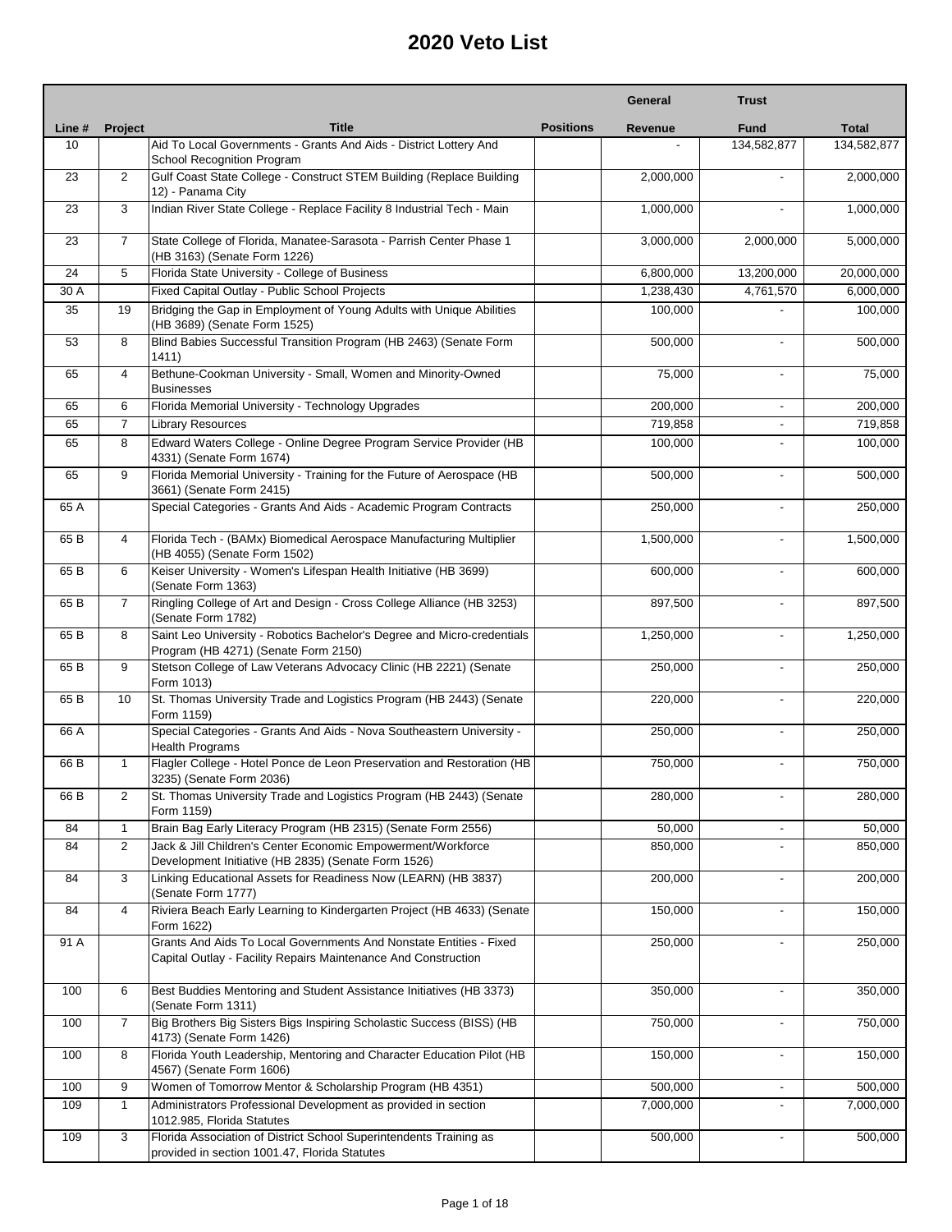# 2020 Veto List

| Line # | Project | Title | Positions | General Revenue | Trust Fund | Total |
|---|---|---|---|---|---|---|
| 10 | | Aid To Local Governments - Grants And Aids - District Lottery And School Recognition Program | | - | 134,582,877 | 134,582,877 |
| 23 | 2 | Gulf Coast State College - Construct STEM Building (Replace Building 12) - Panama City | | 2,000,000 | - | 2,000,000 |
| 23 | 3 | Indian River State College - Replace Facility 8 Industrial Tech - Main | | 1,000,000 | - | 1,000,000 |
| 23 | 7 | State College of Florida, Manatee-Sarasota - Parrish Center Phase 1 (HB 3163) (Senate Form 1226) | | 3,000,000 | 2,000,000 | 5,000,000 |
| 24 | 5 | Florida State University - College of Business | | 6,800,000 | 13,200,000 | 20,000,000 |
| 30 A | | Fixed Capital Outlay - Public School Projects | | 1,238,430 | 4,761,570 | 6,000,000 |
| 35 | 19 | Bridging the Gap in Employment of Young Adults with Unique Abilities (HB 3689) (Senate Form 1525) | | 100,000 | - | 100,000 |
| 53 | 8 | Blind Babies Successful Transition Program (HB 2463) (Senate Form 1411) | | 500,000 | - | 500,000 |
| 65 | 4 | Bethune-Cookman University - Small, Women and Minority-Owned Businesses | | 75,000 | - | 75,000 |
| 65 | 6 | Florida Memorial University - Technology Upgrades | | 200,000 | - | 200,000 |
| 65 | 7 | Library Resources | | 719,858 | - | 719,858 |
| 65 | 8 | Edward Waters College - Online Degree Program Service Provider (HB 4331) (Senate Form 1674) | | 100,000 | - | 100,000 |
| 65 | 9 | Florida Memorial University - Training for the Future of Aerospace (HB 3661) (Senate Form 2415) | | 500,000 | - | 500,000 |
| 65 A | | Special Categories - Grants And Aids - Academic Program Contracts | | 250,000 | - | 250,000 |
| 65 B | 4 | Florida Tech - (BAMx) Biomedical Aerospace Manufacturing Multiplier (HB 4055) (Senate Form 1502) | | 1,500,000 | - | 1,500,000 |
| 65 B | 6 | Keiser University - Women's Lifespan Health Initiative (HB 3699) (Senate Form 1363) | | 600,000 | - | 600,000 |
| 65 B | 7 | Ringling College of Art and Design - Cross College Alliance (HB 3253) (Senate Form 1782) | | 897,500 | - | 897,500 |
| 65 B | 8 | Saint Leo University - Robotics Bachelor's Degree and Micro-credentials Program (HB 4271) (Senate Form 2150) | | 1,250,000 | - | 1,250,000 |
| 65 B | 9 | Stetson College of Law Veterans Advocacy Clinic (HB 2221) (Senate Form 1013) | | 250,000 | - | 250,000 |
| 65 B | 10 | St. Thomas University Trade and Logistics Program (HB 2443) (Senate Form 1159) | | 220,000 | - | 220,000 |
| 66 A | | Special Categories - Grants And Aids - Nova Southeastern University - Health Programs | | 250,000 | - | 250,000 |
| 66 B | 1 | Flagler College - Hotel Ponce de Leon Preservation and Restoration (HB 3235) (Senate Form 2036) | | 750,000 | - | 750,000 |
| 66 B | 2 | St. Thomas University Trade and Logistics Program (HB 2443) (Senate Form 1159) | | 280,000 | - | 280,000 |
| 84 | 1 | Brain Bag Early Literacy Program (HB 2315) (Senate Form 2556) | | 50,000 | - | 50,000 |
| 84 | 2 | Jack & Jill Children's Center Economic Empowerment/Workforce Development Initiative (HB 2835) (Senate Form 1526) | | 850,000 | - | 850,000 |
| 84 | 3 | Linking Educational Assets for Readiness Now (LEARN) (HB 3837) (Senate Form 1777) | | 200,000 | - | 200,000 |
| 84 | 4 | Riviera Beach Early Learning to Kindergarten Project (HB 4633) (Senate Form 1622) | | 150,000 | - | 150,000 |
| 91 A | | Grants And Aids To Local Governments And Nonstate Entities - Fixed Capital Outlay - Facility Repairs Maintenance And Construction | | 250,000 | - | 250,000 |
| 100 | 6 | Best Buddies Mentoring and Student Assistance Initiatives (HB 3373) (Senate Form 1311) | | 350,000 | - | 350,000 |
| 100 | 7 | Big Brothers Big Sisters Bigs Inspiring Scholastic Success (BISS) (HB 4173) (Senate Form 1426) | | 750,000 | - | 750,000 |
| 100 | 8 | Florida Youth Leadership, Mentoring and Character Education Pilot (HB 4567) (Senate Form 1606) | | 150,000 | - | 150,000 |
| 100 | 9 | Women of Tomorrow Mentor & Scholarship Program (HB 4351) | | 500,000 | - | 500,000 |
| 109 | 1 | Administrators Professional Development as provided in section 1012.985, Florida Statutes | | 7,000,000 | - | 7,000,000 |
| 109 | 3 | Florida Association of District School Superintendents Training as provided in section 1001.47, Florida Statutes | | 500,000 | - | 500,000 |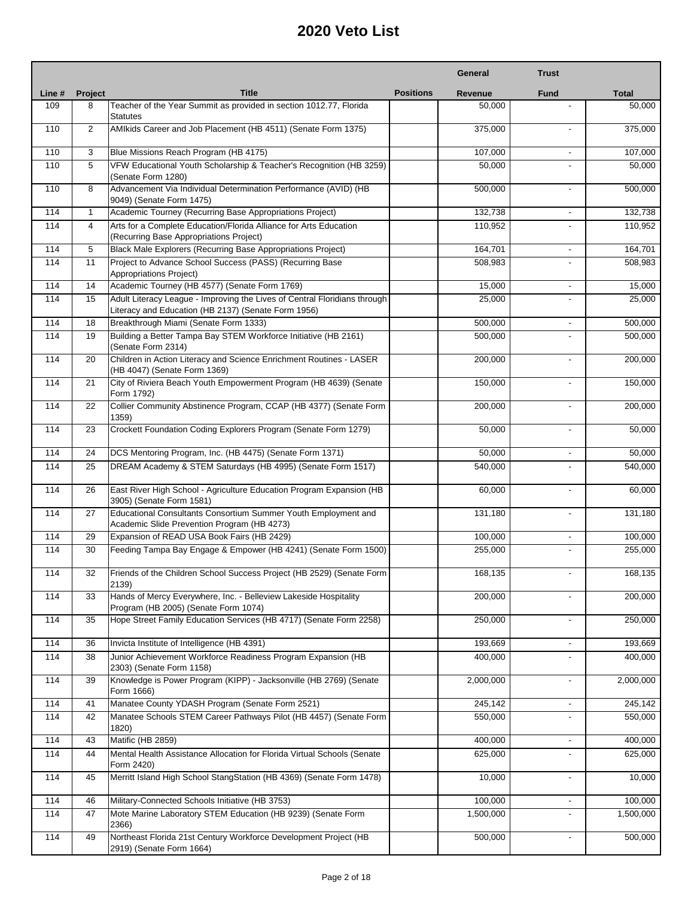# 2020 Veto List

| Line # | Project | Title | Positions | General Revenue | Trust Fund | Total |
|---|---|---|---|---|---|---|
| 109 | 8 | Teacher of the Year Summit as provided in section 1012.77, Florida Statutes | | 50,000 | - | 50,000 |
| 110 | 2 | AMIkids Career and Job Placement (HB 4511) (Senate Form 1375) | | 375,000 | - | 375,000 |
| 110 | 3 | Blue Missions Reach Program (HB 4175) | | 107,000 | - | 107,000 |
| 110 | 5 | VFW Educational Youth Scholarship & Teacher's Recognition (HB 3259) (Senate Form 1280) | | 50,000 | - | 50,000 |
| 110 | 8 | Advancement Via Individual Determination Performance (AVID) (HB 9049) (Senate Form 1475) | | 500,000 | - | 500,000 |
| 114 | 1 | Academic Tourney (Recurring Base Appropriations Project) | | 132,738 | - | 132,738 |
| 114 | 4 | Arts for a Complete Education/Florida Alliance for Arts Education (Recurring Base Appropriations Project) | | 110,952 | - | 110,952 |
| 114 | 5 | Black Male Explorers (Recurring Base Appropriations Project) | | 164,701 | - | 164,701 |
| 114 | 11 | Project to Advance School Success (PASS) (Recurring Base Appropriations Project) | | 508,983 | - | 508,983 |
| 114 | 14 | Academic Tourney (HB 4577) (Senate Form 1769) | | 15,000 | - | 15,000 |
| 114 | 15 | Adult Literacy League - Improving the Lives of Central Floridians through Literacy and Education (HB 2137) (Senate Form 1956) | | 25,000 | - | 25,000 |
| 114 | 18 | Breakthrough Miami (Senate Form 1333) | | 500,000 | - | 500,000 |
| 114 | 19 | Building a Better Tampa Bay STEM Workforce Initiative (HB 2161) (Senate Form 2314) | | 500,000 | - | 500,000 |
| 114 | 20 | Children in Action Literacy and Science Enrichment Routines - LASER (HB 4047) (Senate Form 1369) | | 200,000 | - | 200,000 |
| 114 | 21 | City of Riviera Beach Youth Empowerment Program (HB 4639) (Senate Form 1792) | | 150,000 | - | 150,000 |
| 114 | 22 | Collier Community Abstinence Program, CCAP (HB 4377) (Senate Form 1359) | | 200,000 | - | 200,000 |
| 114 | 23 | Crockett Foundation Coding Explorers Program (Senate Form 1279) | | 50,000 | - | 50,000 |
| 114 | 24 | DCS Mentoring Program, Inc. (HB 4475) (Senate Form 1371) | | 50,000 | - | 50,000 |
| 114 | 25 | DREAM Academy & STEM Saturdays (HB 4995) (Senate Form 1517) | | 540,000 | - | 540,000 |
| 114 | 26 | East River High School - Agriculture Education Program Expansion (HB 3905) (Senate Form 1581) | | 60,000 | - | 60,000 |
| 114 | 27 | Educational Consultants Consortium Summer Youth Employment and Academic Slide Prevention Program (HB 4273) | | 131,180 | - | 131,180 |
| 114 | 29 | Expansion of READ USA Book Fairs (HB 2429) | | 100,000 | - | 100,000 |
| 114 | 30 | Feeding Tampa Bay Engage & Empower (HB 4241) (Senate Form 1500) | | 255,000 | - | 255,000 |
| 114 | 32 | Friends of the Children School Success Project (HB 2529) (Senate Form 2139) | | 168,135 | - | 168,135 |
| 114 | 33 | Hands of Mercy Everywhere, Inc. - Belleview Lakeside Hospitality Program (HB 2005) (Senate Form 1074) | | 200,000 | - | 200,000 |
| 114 | 35 | Hope Street Family Education Services (HB 4717) (Senate Form 2258) | | 250,000 | - | 250,000 |
| 114 | 36 | Invicta Institute of Intelligence (HB 4391) | | 193,669 | - | 193,669 |
| 114 | 38 | Junior Achievement Workforce Readiness Program Expansion (HB 2303) (Senate Form 1158) | | 400,000 | - | 400,000 |
| 114 | 39 | Knowledge is Power Program (KIPP) - Jacksonville (HB 2769) (Senate Form 1666) | | 2,000,000 | - | 2,000,000 |
| 114 | 41 | Manatee County YDASH Program (Senate Form 2521) | | 245,142 | - | 245,142 |
| 114 | 42 | Manatee Schools STEM Career Pathways Pilot (HB 4457) (Senate Form 1820) | | 550,000 | - | 550,000 |
| 114 | 43 | Matific (HB 2859) | | 400,000 | - | 400,000 |
| 114 | 44 | Mental Health Assistance Allocation for Florida Virtual Schools (Senate Form 2420) | | 625,000 | - | 625,000 |
| 114 | 45 | Merritt Island High School StangStation (HB 4369) (Senate Form 1478) | | 10,000 | - | 10,000 |
| 114 | 46 | Military-Connected Schools Initiative (HB 3753) | | 100,000 | - | 100,000 |
| 114 | 47 | Mote Marine Laboratory STEM Education (HB 9239) (Senate Form 2366) | | 1,500,000 | - | 1,500,000 |
| 114 | 49 | Northeast Florida 21st Century Workforce Development Project (HB 2919) (Senate Form 1664) | | 500,000 | - | 500,000 |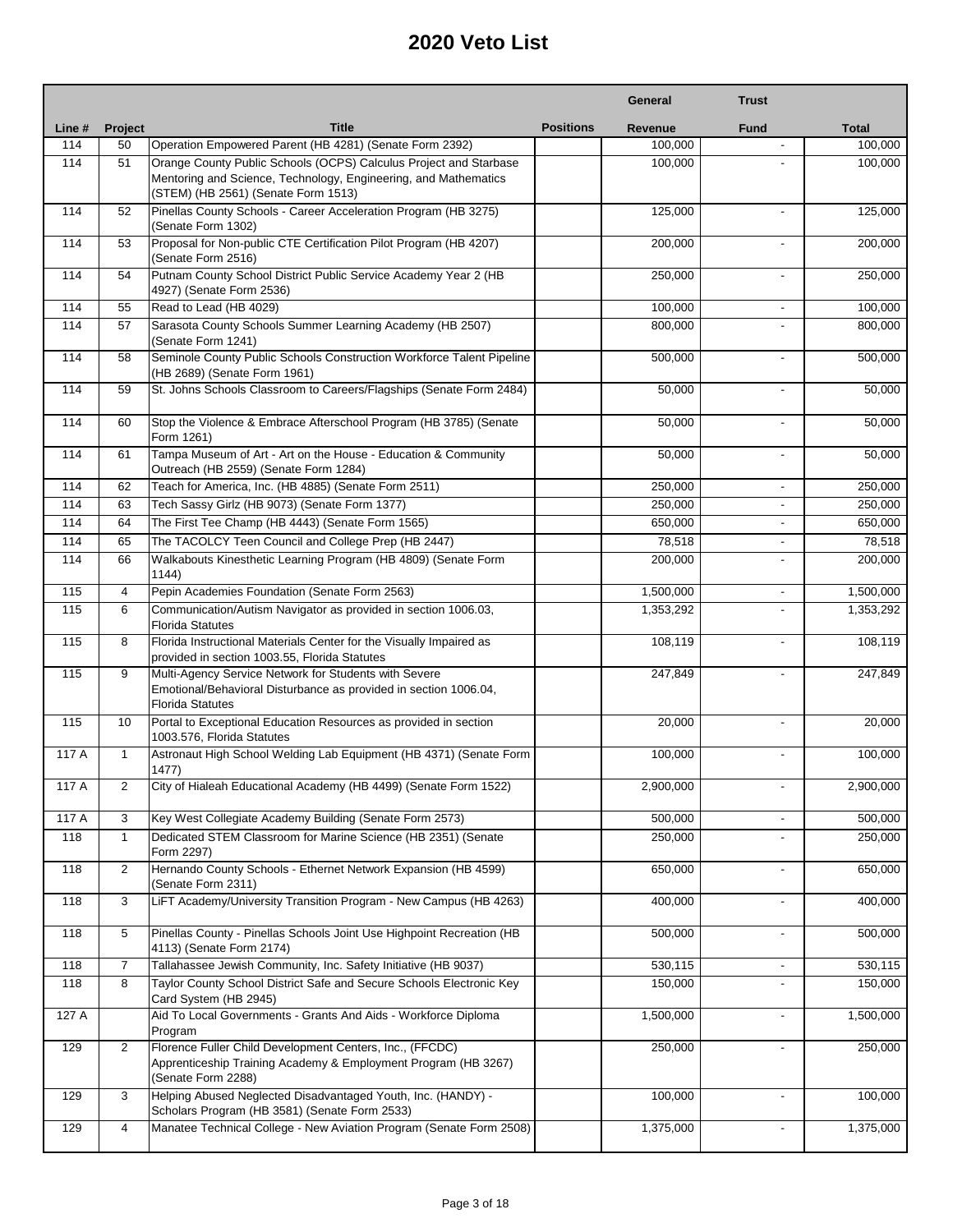# 2020 Veto List

| Line # | Project | Title | Positions | General Revenue | Trust Fund | Total |
|---|---|---|---|---|---|---|
| 114 | 50 | Operation Empowered Parent (HB 4281) (Senate Form 2392) | | 100,000 | - | 100,000 |
| 114 | 51 | Orange County Public Schools (OCPS) Calculus Project and Starbase Mentoring and Science, Technology, Engineering, and Mathematics (STEM) (HB 2561) (Senate Form 1513) | | 100,000 | - | 100,000 |
| 114 | 52 | Pinellas County Schools - Career Acceleration Program (HB 3275) (Senate Form 1302) | | 125,000 | - | 125,000 |
| 114 | 53 | Proposal for Non-public CTE Certification Pilot Program (HB 4207) (Senate Form 2516) | | 200,000 | - | 200,000 |
| 114 | 54 | Putnam County School District Public Service Academy Year 2 (HB 4927) (Senate Form 2536) | | 250,000 | - | 250,000 |
| 114 | 55 | Read to Lead (HB 4029) | | 100,000 | - | 100,000 |
| 114 | 57 | Sarasota County Schools Summer Learning Academy (HB 2507) (Senate Form 1241) | | 800,000 | - | 800,000 |
| 114 | 58 | Seminole County Public Schools Construction Workforce Talent Pipeline (HB 2689) (Senate Form 1961) | | 500,000 | - | 500,000 |
| 114 | 59 | St. Johns Schools Classroom to Careers/Flagships (Senate Form 2484) | | 50,000 | - | 50,000 |
| 114 | 60 | Stop the Violence & Embrace Afterschool Program (HB 3785) (Senate Form 1261) | | 50,000 | - | 50,000 |
| 114 | 61 | Tampa Museum of Art - Art on the House - Education & Community Outreach (HB 2559) (Senate Form 1284) | | 50,000 | - | 50,000 |
| 114 | 62 | Teach for America, Inc. (HB 4885) (Senate Form 2511) | | 250,000 | - | 250,000 |
| 114 | 63 | Tech Sassy Girlz (HB 9073) (Senate Form 1377) | | 250,000 | - | 250,000 |
| 114 | 64 | The First Tee Champ (HB 4443) (Senate Form 1565) | | 650,000 | - | 650,000 |
| 114 | 65 | The TACOLCY Teen Council and College Prep (HB 2447) | | 78,518 | - | 78,518 |
| 114 | 66 | Walkabouts Kinesthetic Learning Program (HB 4809) (Senate Form 1144) | | 200,000 | - | 200,000 |
| 115 | 4 | Pepin Academies Foundation (Senate Form 2563) | | 1,500,000 | - | 1,500,000 |
| 115 | 6 | Communication/Autism Navigator as provided in section 1006.03, Florida Statutes | | 1,353,292 | - | 1,353,292 |
| 115 | 8 | Florida Instructional Materials Center for the Visually Impaired as provided in section 1003.55, Florida Statutes | | 108,119 | - | 108,119 |
| 115 | 9 | Multi-Agency Service Network for Students with Severe Emotional/Behavioral Disturbance as provided in section 1006.04, Florida Statutes | | 247,849 | - | 247,849 |
| 115 | 10 | Portal to Exceptional Education Resources as provided in section 1003.576, Florida Statutes | | 20,000 | - | 20,000 |
| 117 A | 1 | Astronaut High School Welding Lab Equipment (HB 4371) (Senate Form 1477) | | 100,000 | - | 100,000 |
| 117 A | 2 | City of Hialeah Educational Academy (HB 4499) (Senate Form 1522) | | 2,900,000 | - | 2,900,000 |
| 117 A | 3 | Key West Collegiate Academy Building (Senate Form 2573) | | 500,000 | - | 500,000 |
| 118 | 1 | Dedicated STEM Classroom for Marine Science (HB 2351) (Senate Form 2297) | | 250,000 | - | 250,000 |
| 118 | 2 | Hernando County Schools - Ethernet Network Expansion (HB 4599) (Senate Form 2311) | | 650,000 | - | 650,000 |
| 118 | 3 | LiFT Academy/University Transition Program - New Campus (HB 4263) | | 400,000 | - | 400,000 |
| 118 | 5 | Pinellas County - Pinellas Schools Joint Use Highpoint Recreation (HB 4113) (Senate Form 2174) | | 500,000 | - | 500,000 |
| 118 | 7 | Tallahassee Jewish Community, Inc. Safety Initiative (HB 9037) | | 530,115 | - | 530,115 |
| 118 | 8 | Taylor County School District Safe and Secure Schools Electronic Key Card System (HB 2945) | | 150,000 | - | 150,000 |
| 127 A | | Aid To Local Governments - Grants And Aids - Workforce Diploma Program | | 1,500,000 | - | 1,500,000 |
| 129 | 2 | Florence Fuller Child Development Centers, Inc., (FFCDC) Apprenticeship Training Academy & Employment Program (HB 3267) (Senate Form 2288) | | 250,000 | - | 250,000 |
| 129 | 3 | Helping Abused Neglected Disadvantaged Youth, Inc. (HANDY) - Scholars Program (HB 3581) (Senate Form 2533) | | 100,000 | - | 100,000 |
| 129 | 4 | Manatee Technical College - New Aviation Program (Senate Form 2508) | | 1,375,000 | - | 1,375,000 |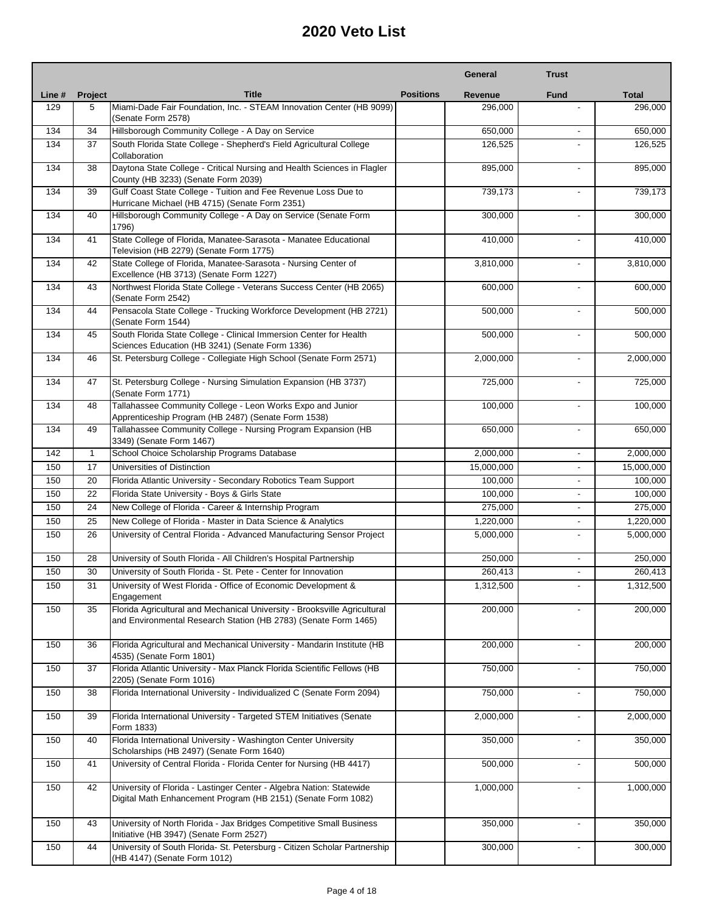# 2020 Veto List

| Line # | Project | Title | Positions | General Revenue | Trust Fund | Total |
|---|---|---|---|---|---|---|
| 129 | 5 | Miami-Dade Fair Foundation, Inc. - STEAM Innovation Center (HB 9099) (Senate Form 2578) | | 296,000 | - | 296,000 |
| 134 | 34 | Hillsborough Community College - A Day on Service | | 650,000 | - | 650,000 |
| 134 | 37 | South Florida State College - Shepherd's Field Agricultural College Collaboration | | 126,525 | - | 126,525 |
| 134 | 38 | Daytona State College - Critical Nursing and Health Sciences in Flagler County (HB 3233) (Senate Form 2039) | | 895,000 | - | 895,000 |
| 134 | 39 | Gulf Coast State College - Tuition and Fee Revenue Loss Due to Hurricane Michael (HB 4715) (Senate Form 2351) | | 739,173 | - | 739,173 |
| 134 | 40 | Hillsborough Community College - A Day on Service (Senate Form 1796) | | 300,000 | - | 300,000 |
| 134 | 41 | State College of Florida, Manatee-Sarasota - Manatee Educational Television (HB 2279) (Senate Form 1775) | | 410,000 | - | 410,000 |
| 134 | 42 | State College of Florida, Manatee-Sarasota - Nursing Center of Excellence (HB 3713) (Senate Form 1227) | | 3,810,000 | - | 3,810,000 |
| 134 | 43 | Northwest Florida State College - Veterans Success Center (HB 2065) (Senate Form 2542) | | 600,000 | - | 600,000 |
| 134 | 44 | Pensacola State College - Trucking Workforce Development (HB 2721) (Senate Form 1544) | | 500,000 | - | 500,000 |
| 134 | 45 | South Florida State College - Clinical Immersion Center for Health Sciences Education (HB 3241) (Senate Form 1336) | | 500,000 | - | 500,000 |
| 134 | 46 | St. Petersburg College - Collegiate High School (Senate Form 2571) | | 2,000,000 | - | 2,000,000 |
| 134 | 47 | St. Petersburg College - Nursing Simulation Expansion (HB 3737) (Senate Form 1771) | | 725,000 | - | 725,000 |
| 134 | 48 | Tallahassee Community College - Leon Works Expo and Junior Apprenticeship Program (HB 2487) (Senate Form 1538) | | 100,000 | - | 100,000 |
| 134 | 49 | Tallahassee Community College - Nursing Program Expansion (HB 3349) (Senate Form 1467) | | 650,000 | - | 650,000 |
| 142 | 1 | School Choice Scholarship Programs Database | | 2,000,000 | - | 2,000,000 |
| 150 | 17 | Universities of Distinction | | 15,000,000 | - | 15,000,000 |
| 150 | 20 | Florida Atlantic University - Secondary Robotics Team Support | | 100,000 | - | 100,000 |
| 150 | 22 | Florida State University - Boys & Girls State | | 100,000 | - | 100,000 |
| 150 | 24 | New College of Florida - Career & Internship Program | | 275,000 | - | 275,000 |
| 150 | 25 | New College of Florida - Master in Data Science & Analytics | | 1,220,000 | - | 1,220,000 |
| 150 | 26 | University of Central Florida - Advanced Manufacturing Sensor Project | | 5,000,000 | - | 5,000,000 |
| 150 | 28 | University of South Florida - All Children's Hospital Partnership | | 250,000 | - | 250,000 |
| 150 | 30 | University of South Florida - St. Pete - Center for Innovation | | 260,413 | - | 260,413 |
| 150 | 31 | University of West Florida - Office of Economic Development & Engagement | | 1,312,500 | - | 1,312,500 |
| 150 | 35 | Florida Agricultural and Mechanical University - Brooksville Agricultural and Environmental Research Station (HB 2783) (Senate Form 1465) | | 200,000 | - | 200,000 |
| 150 | 36 | Florida Agricultural and Mechanical University - Mandarin Institute (HB 4535) (Senate Form 1801) | | 200,000 | - | 200,000 |
| 150 | 37 | Florida Atlantic University - Max Planck Florida Scientific Fellows (HB 2205) (Senate Form 1016) | | 750,000 | - | 750,000 |
| 150 | 38 | Florida International University - Individualized C (Senate Form 2094) | | 750,000 | - | 750,000 |
| 150 | 39 | Florida International University - Targeted STEM Initiatives (Senate Form 1833) | | 2,000,000 | - | 2,000,000 |
| 150 | 40 | Florida International University - Washington Center University Scholarships (HB 2497) (Senate Form 1640) | | 350,000 | - | 350,000 |
| 150 | 41 | University of Central Florida - Florida Center for Nursing (HB 4417) | | 500,000 | - | 500,000 |
| 150 | 42 | University of Florida - Lastinger Center - Algebra Nation: Statewide Digital Math Enhancement Program (HB 2151) (Senate Form 1082) | | 1,000,000 | - | 1,000,000 |
| 150 | 43 | University of North Florida - Jax Bridges Competitive Small Business Initiative (HB 3947) (Senate Form 2527) | | 350,000 | - | 350,000 |
| 150 | 44 | University of South Florida- St. Petersburg - Citizen Scholar Partnership (HB 4147) (Senate Form 1012) | | 300,000 | - | 300,000 |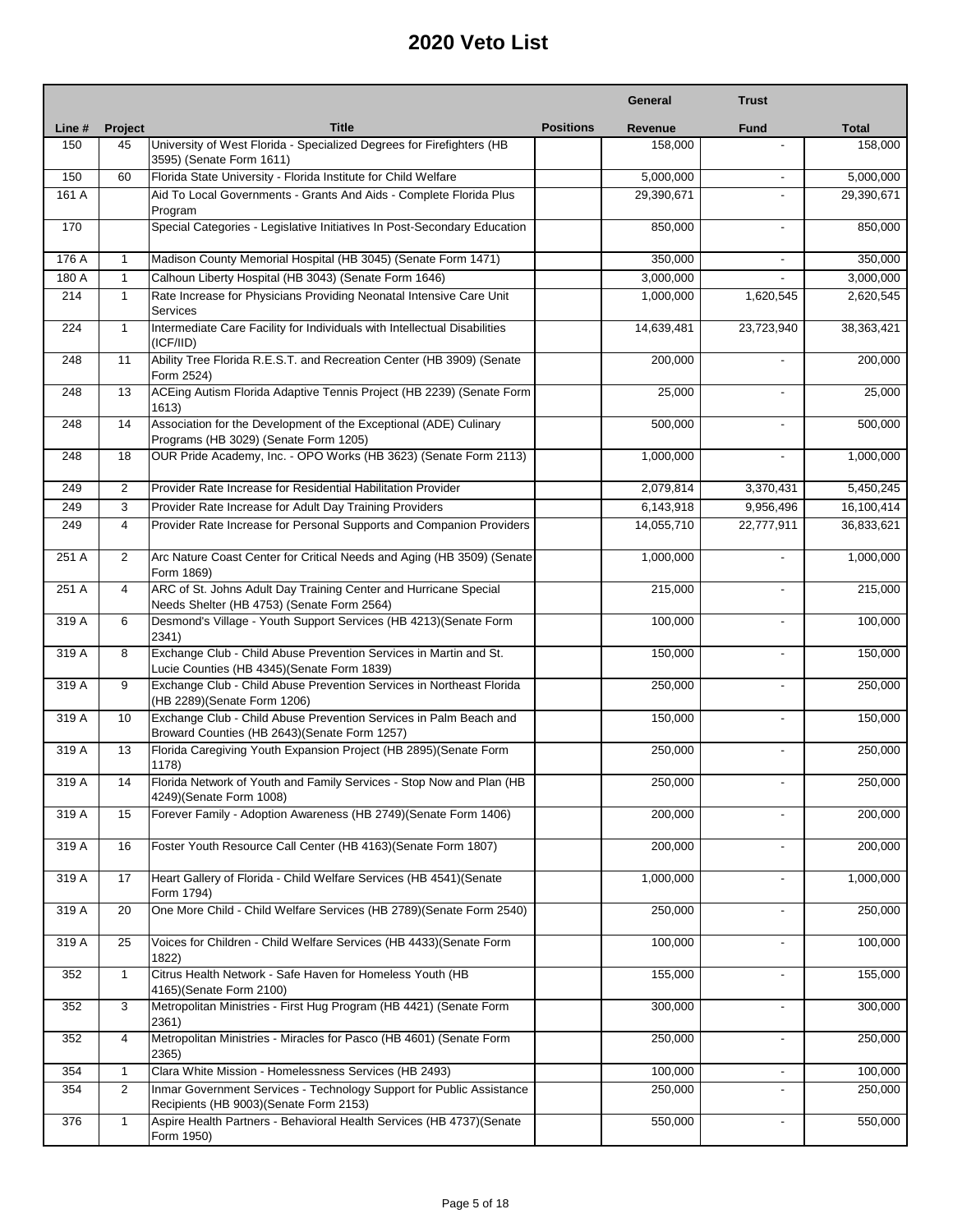# 2020 Veto List

| Line # | Project | Title | Positions | General Revenue | Trust Fund | Total |
|---|---|---|---|---|---|---|
| 150 | 45 | University of West Florida - Specialized Degrees for Firefighters (HB 3595) (Senate Form 1611) | | 158,000 | - | 158,000 |
| 150 | 60 | Florida State University - Florida Institute for Child Welfare | | 5,000,000 | - | 5,000,000 |
| 161 A | | Aid To Local Governments - Grants And Aids - Complete Florida Plus Program | | 29,390,671 | - | 29,390,671 |
| 170 | | Special Categories - Legislative Initiatives In Post-Secondary Education | | 850,000 | - | 850,000 |
| 176 A | 1 | Madison County Memorial Hospital (HB 3045) (Senate Form 1471) | | 350,000 | - | 350,000 |
| 180 A | 1 | Calhoun Liberty Hospital (HB 3043) (Senate Form 1646) | | 3,000,000 | - | 3,000,000 |
| 214 | 1 | Rate Increase for Physicians Providing Neonatal Intensive Care Unit Services | | 1,000,000 | 1,620,545 | 2,620,545 |
| 224 | 1 | Intermediate Care Facility for Individuals with Intellectual Disabilities (ICF/IID) | | 14,639,481 | 23,723,940 | 38,363,421 |
| 248 | 11 | Ability Tree Florida R.E.S.T. and Recreation Center (HB 3909) (Senate Form 2524) | | 200,000 | - | 200,000 |
| 248 | 13 | ACEing Autism Florida Adaptive Tennis Project (HB 2239) (Senate Form 1613) | | 25,000 | - | 25,000 |
| 248 | 14 | Association for the Development of the Exceptional (ADE) Culinary Programs (HB 3029) (Senate Form 1205) | | 500,000 | - | 500,000 |
| 248 | 18 | OUR Pride Academy, Inc. - OPO Works (HB 3623) (Senate Form 2113) | | 1,000,000 | - | 1,000,000 |
| 249 | 2 | Provider Rate Increase for Residential Habilitation Provider | | 2,079,814 | 3,370,431 | 5,450,245 |
| 249 | 3 | Provider Rate Increase for Adult Day Training Providers | | 6,143,918 | 9,956,496 | 16,100,414 |
| 249 | 4 | Provider Rate Increase for Personal Supports and Companion Providers | | 14,055,710 | 22,777,911 | 36,833,621 |
| 251 A | 2 | Arc Nature Coast Center for Critical Needs and Aging (HB 3509) (Senate Form 1869) | | 1,000,000 | - | 1,000,000 |
| 251 A | 4 | ARC of St. Johns Adult Day Training Center and Hurricane Special Needs Shelter (HB 4753) (Senate Form 2564) | | 215,000 | - | 215,000 |
| 319 A | 6 | Desmond's Village - Youth Support Services (HB 4213)(Senate Form 2341) | | 100,000 | - | 100,000 |
| 319 A | 8 | Exchange Club - Child Abuse Prevention Services in Martin and St. Lucie Counties (HB 4345)(Senate Form 1839) | | 150,000 | - | 150,000 |
| 319 A | 9 | Exchange Club - Child Abuse Prevention Services in Northeast Florida (HB 2289)(Senate Form 1206) | | 250,000 | - | 250,000 |
| 319 A | 10 | Exchange Club - Child Abuse Prevention Services in Palm Beach and Broward Counties (HB 2643)(Senate Form 1257) | | 150,000 | - | 150,000 |
| 319 A | 13 | Florida Caregiving Youth Expansion Project (HB 2895)(Senate Form 1178) | | 250,000 | - | 250,000 |
| 319 A | 14 | Florida Network of Youth and Family Services - Stop Now and Plan (HB 4249)(Senate Form 1008) | | 250,000 | - | 250,000 |
| 319 A | 15 | Forever Family - Adoption Awareness (HB 2749)(Senate Form 1406) | | 200,000 | - | 200,000 |
| 319 A | 16 | Foster Youth Resource Call Center (HB 4163)(Senate Form 1807) | | 200,000 | - | 200,000 |
| 319 A | 17 | Heart Gallery of Florida - Child Welfare Services (HB 4541)(Senate Form 1794) | | 1,000,000 | - | 1,000,000 |
| 319 A | 20 | One More Child - Child Welfare Services (HB 2789)(Senate Form 2540) | | 250,000 | - | 250,000 |
| 319 A | 25 | Voices for Children - Child Welfare Services (HB 4433)(Senate Form 1822) | | 100,000 | - | 100,000 |
| 352 | 1 | Citrus Health Network - Safe Haven for Homeless Youth (HB 4165)(Senate Form 2100) | | 155,000 | - | 155,000 |
| 352 | 3 | Metropolitan Ministries - First Hug Program (HB 4421) (Senate Form 2361) | | 300,000 | - | 300,000 |
| 352 | 4 | Metropolitan Ministries - Miracles for Pasco (HB 4601) (Senate Form 2365) | | 250,000 | - | 250,000 |
| 354 | 1 | Clara White Mission - Homelessness Services (HB 2493) | | 100,000 | - | 100,000 |
| 354 | 2 | Inmar Government Services - Technology Support for Public Assistance Recipients (HB 9003)(Senate Form 2153) | | 250,000 | - | 250,000 |
| 376 | 1 | Aspire Health Partners - Behavioral Health Services (HB 4737)(Senate Form 1950) | | 550,000 | - | 550,000 |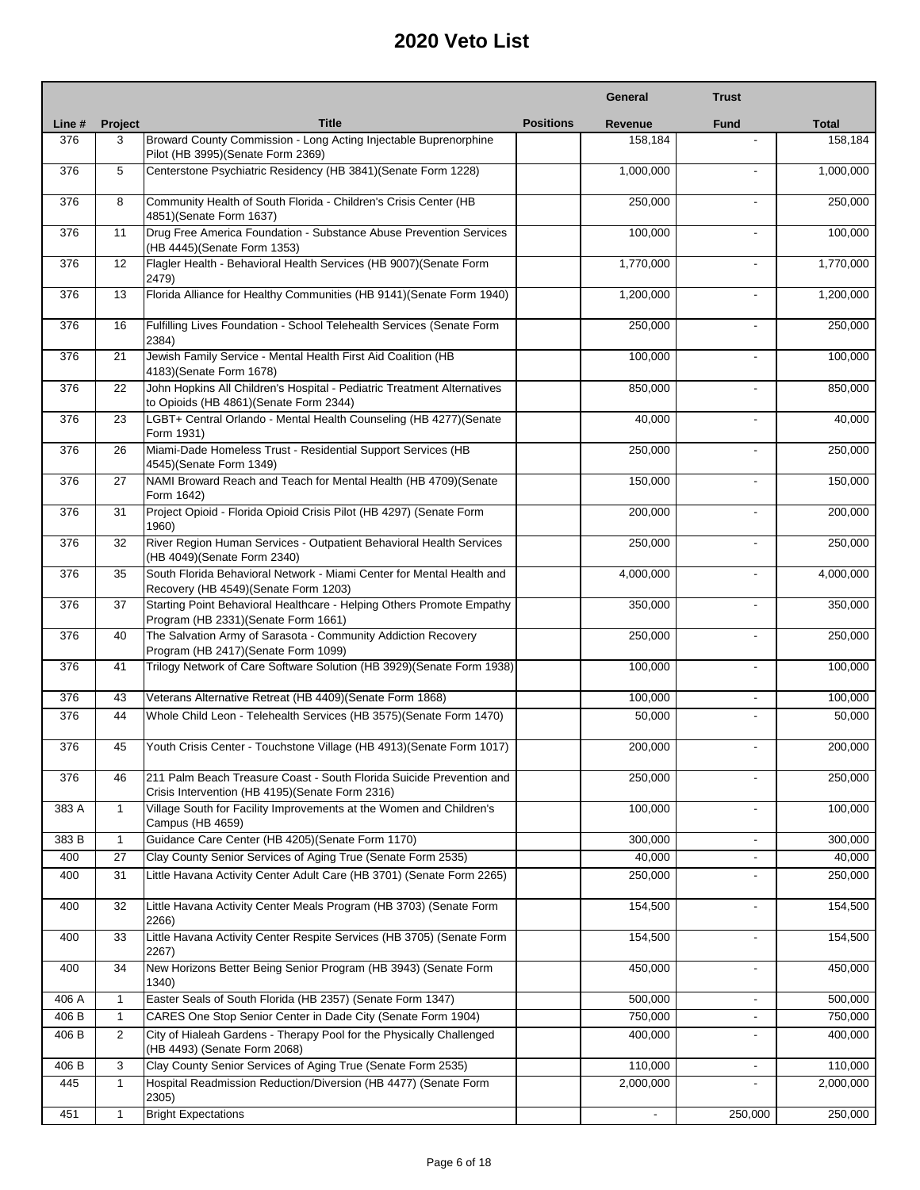# 2020 Veto List

| Line # | Project | Title | Positions | General Revenue | Trust Fund | Total |
|---|---|---|---|---|---|---|
| 376 | 3 | Broward County Commission - Long Acting Injectable Buprenorphine Pilot (HB 3995)(Senate Form 2369) | | 158,184 | - | 158,184 |
| 376 | 5 | Centerstone Psychiatric Residency (HB 3841)(Senate Form 1228) | | 1,000,000 | - | 1,000,000 |
| 376 | 8 | Community Health of South Florida - Children's Crisis Center (HB 4851)(Senate Form 1637) | | 250,000 | - | 250,000 |
| 376 | 11 | Drug Free America Foundation - Substance Abuse Prevention Services (HB 4445)(Senate Form 1353) | | 100,000 | - | 100,000 |
| 376 | 12 | Flagler Health - Behavioral Health Services (HB 9007)(Senate Form 2479) | | 1,770,000 | - | 1,770,000 |
| 376 | 13 | Florida Alliance for Healthy Communities (HB 9141)(Senate Form 1940) | | 1,200,000 | - | 1,200,000 |
| 376 | 16 | Fulfilling Lives Foundation - School Telehealth Services (Senate Form 2384) | | 250,000 | - | 250,000 |
| 376 | 21 | Jewish Family Service - Mental Health First Aid Coalition (HB 4183)(Senate Form 1678) | | 100,000 | - | 100,000 |
| 376 | 22 | John Hopkins All Children's Hospital - Pediatric Treatment Alternatives to Opioids (HB 4861)(Senate Form 2344) | | 850,000 | - | 850,000 |
| 376 | 23 | LGBT+ Central Orlando - Mental Health Counseling (HB 4277)(Senate Form 1931) | | 40,000 | - | 40,000 |
| 376 | 26 | Miami-Dade Homeless Trust - Residential Support Services (HB 4545)(Senate Form 1349) | | 250,000 | - | 250,000 |
| 376 | 27 | NAMI Broward Reach and Teach for Mental Health (HB 4709)(Senate Form 1642) | | 150,000 | - | 150,000 |
| 376 | 31 | Project Opioid - Florida Opioid Crisis Pilot (HB 4297) (Senate Form 1960) | | 200,000 | - | 200,000 |
| 376 | 32 | River Region Human Services - Outpatient Behavioral Health Services (HB 4049)(Senate Form 2340) | | 250,000 | - | 250,000 |
| 376 | 35 | South Florida Behavioral Network - Miami Center for Mental Health and Recovery (HB 4549)(Senate Form 1203) | | 4,000,000 | - | 4,000,000 |
| 376 | 37 | Starting Point Behavioral Healthcare - Helping Others Promote Empathy Program (HB 2331)(Senate Form 1661) | | 350,000 | - | 350,000 |
| 376 | 40 | The Salvation Army of Sarasota - Community Addiction Recovery Program (HB 2417)(Senate Form 1099) | | 250,000 | - | 250,000 |
| 376 | 41 | Trilogy Network of Care Software Solution (HB 3929)(Senate Form 1938) | | 100,000 | - | 100,000 |
| 376 | 43 | Veterans Alternative Retreat (HB 4409)(Senate Form 1868) | | 100,000 | - | 100,000 |
| 376 | 44 | Whole Child Leon - Telehealth Services (HB 3575)(Senate Form 1470) | | 50,000 | - | 50,000 |
| 376 | 45 | Youth Crisis Center - Touchstone Village (HB 4913)(Senate Form 1017) | | 200,000 | - | 200,000 |
| 376 | 46 | 211 Palm Beach Treasure Coast - South Florida Suicide Prevention and Crisis Intervention (HB 4195)(Senate Form 2316) | | 250,000 | - | 250,000 |
| 383 A | 1 | Village South for Facility Improvements at the Women and Children's Campus (HB 4659) | | 100,000 | - | 100,000 |
| 383 B | 1 | Guidance Care Center (HB 4205)(Senate Form 1170) | | 300,000 | - | 300,000 |
| 400 | 27 | Clay County Senior Services of Aging True (Senate Form 2535) | | 40,000 | - | 40,000 |
| 400 | 31 | Little Havana Activity Center Adult Care (HB 3701) (Senate Form 2265) | | 250,000 | - | 250,000 |
| 400 | 32 | Little Havana Activity Center Meals Program (HB 3703) (Senate Form 2266) | | 154,500 | - | 154,500 |
| 400 | 33 | Little Havana Activity Center Respite Services (HB 3705) (Senate Form 2267) | | 154,500 | - | 154,500 |
| 400 | 34 | New Horizons Better Being Senior Program (HB 3943) (Senate Form 1340) | | 450,000 | - | 450,000 |
| 406 A | 1 | Easter Seals of South Florida (HB 2357) (Senate Form 1347) | | 500,000 | - | 500,000 |
| 406 B | 1 | CARES One Stop Senior Center in Dade City (Senate Form 1904) | | 750,000 | - | 750,000 |
| 406 B | 2 | City of Hialeah Gardens - Therapy Pool for the Physically Challenged (HB 4493) (Senate Form 2068) | | 400,000 | - | 400,000 |
| 406 B | 3 | Clay County Senior Services of Aging True (Senate Form 2535) | | 110,000 | - | 110,000 |
| 445 | 1 | Hospital Readmission Reduction/Diversion (HB 4477) (Senate Form 2305) | | 2,000,000 | - | 2,000,000 |
| 451 | 1 | Bright Expectations | | - | 250,000 | 250,000 |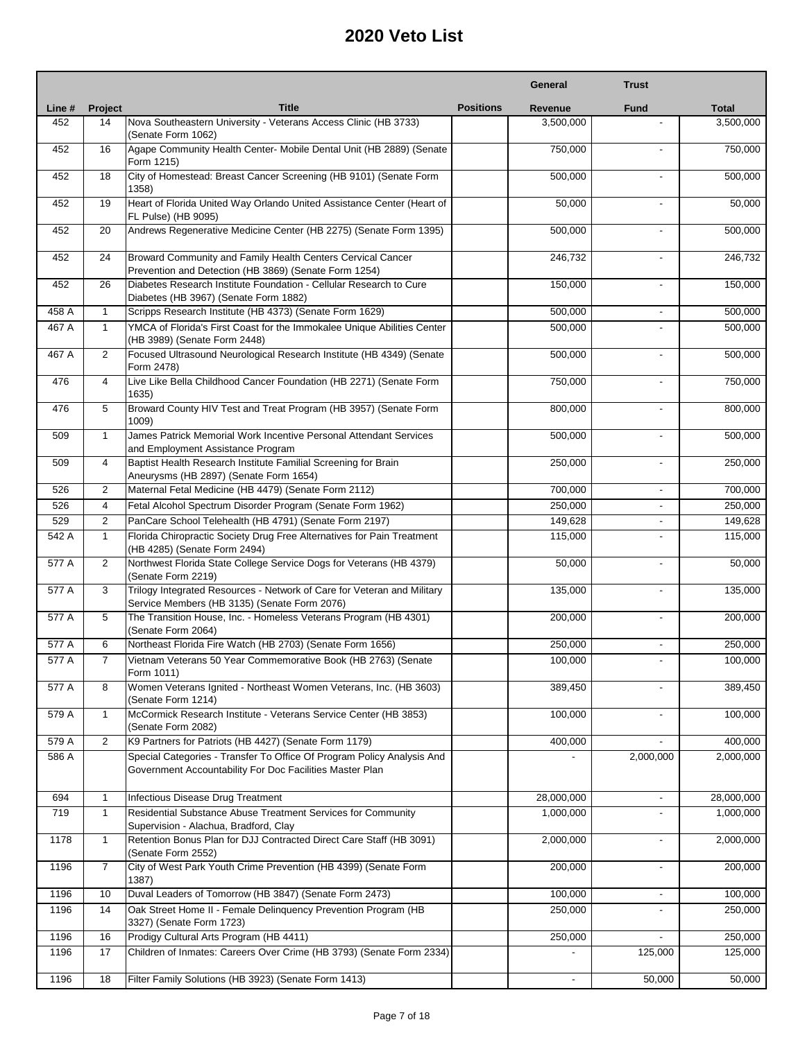# 2020 Veto List

| Line # | Project | Title | Positions | General Revenue | Trust Fund | Total |
|---|---|---|---|---|---|---|
| 452 | 14 | Nova Southeastern University - Veterans Access Clinic (HB 3733) (Senate Form 1062) | | 3,500,000 | - | 3,500,000 |
| 452 | 16 | Agape Community Health Center- Mobile Dental Unit (HB 2889) (Senate Form 1215) | | 750,000 | - | 750,000 |
| 452 | 18 | City of Homestead: Breast Cancer Screening (HB 9101) (Senate Form 1358) | | 500,000 | - | 500,000 |
| 452 | 19 | Heart of Florida United Way Orlando United Assistance Center (Heart of FL Pulse) (HB 9095) | | 50,000 | - | 50,000 |
| 452 | 20 | Andrews Regenerative Medicine Center (HB 2275) (Senate Form 1395) | | 500,000 | - | 500,000 |
| 452 | 24 | Broward Community and Family Health Centers Cervical Cancer Prevention and Detection (HB 3869) (Senate Form 1254) | | 246,732 | - | 246,732 |
| 452 | 26 | Diabetes Research Institute Foundation - Cellular Research to Cure Diabetes (HB 3967) (Senate Form 1882) | | 150,000 | - | 150,000 |
| 458 A | 1 | Scripps Research Institute (HB 4373) (Senate Form 1629) | | 500,000 | - | 500,000 |
| 467 A | 1 | YMCA of Florida's First Coast for the Immokalee Unique Abilities Center (HB 3989) (Senate Form 2448) | | 500,000 | - | 500,000 |
| 467 A | 2 | Focused Ultrasound Neurological Research Institute (HB 4349) (Senate Form 2478) | | 500,000 | - | 500,000 |
| 476 | 4 | Live Like Bella Childhood Cancer Foundation (HB 2271) (Senate Form 1635) | | 750,000 | - | 750,000 |
| 476 | 5 | Broward County HIV Test and Treat Program (HB 3957) (Senate Form 1009) | | 800,000 | - | 800,000 |
| 509 | 1 | James Patrick Memorial Work Incentive Personal Attendant Services and Employment Assistance Program | | 500,000 | - | 500,000 |
| 509 | 4 | Baptist Health Research Institute Familial Screening for Brain Aneurysms (HB 2897) (Senate Form 1654) | | 250,000 | - | 250,000 |
| 526 | 2 | Maternal Fetal Medicine (HB 4479) (Senate Form 2112) | | 700,000 | - | 700,000 |
| 526 | 4 | Fetal Alcohol Spectrum Disorder Program (Senate Form 1962) | | 250,000 | - | 250,000 |
| 529 | 2 | PanCare School Telehealth (HB 4791) (Senate Form 2197) | | 149,628 | - | 149,628 |
| 542 A | 1 | Florida Chiropractic Society Drug Free Alternatives for Pain Treatment (HB 4285) (Senate Form 2494) | | 115,000 | - | 115,000 |
| 577 A | 2 | Northwest Florida State College Service Dogs for Veterans (HB 4379) (Senate Form 2219) | | 50,000 | - | 50,000 |
| 577 A | 3 | Trilogy Integrated Resources - Network of Care for Veteran and Military Service Members (HB 3135) (Senate Form 2076) | | 135,000 | - | 135,000 |
| 577 A | 5 | The Transition House, Inc. - Homeless Veterans Program (HB 4301) (Senate Form 2064) | | 200,000 | - | 200,000 |
| 577 A | 6 | Northeast Florida Fire Watch (HB 2703) (Senate Form 1656) | | 250,000 | - | 250,000 |
| 577 A | 7 | Vietnam Veterans 50 Year Commemorative Book (HB 2763) (Senate Form 1011) | | 100,000 | - | 100,000 |
| 577 A | 8 | Women Veterans Ignited - Northeast Women Veterans, Inc. (HB 3603) (Senate Form 1214) | | 389,450 | - | 389,450 |
| 579 A | 1 | McCormick Research Institute - Veterans Service Center (HB 3853) (Senate Form 2082) | | 100,000 | - | 100,000 |
| 579 A | 2 | K9 Partners for Patriots (HB 4427) (Senate Form 1179) | | 400,000 | - | 400,000 |
| 586 A | | Special Categories - Transfer To Office Of Program Policy Analysis And Government Accountability For Doc Facilities Master Plan | | - | 2,000,000 | 2,000,000 |
| 694 | 1 | Infectious Disease Drug Treatment | | 28,000,000 | - | 28,000,000 |
| 719 | 1 | Residential Substance Abuse Treatment Services for Community Supervision - Alachua, Bradford, Clay | | 1,000,000 | - | 1,000,000 |
| 1178 | 1 | Retention Bonus Plan for DJJ Contracted Direct Care Staff (HB 3091) (Senate Form 2552) | | 2,000,000 | - | 2,000,000 |
| 1196 | 7 | City of West Park Youth Crime Prevention (HB 4399) (Senate Form 1387) | | 200,000 | - | 200,000 |
| 1196 | 10 | Duval Leaders of Tomorrow (HB 3847) (Senate Form 2473) | | 100,000 | - | 100,000 |
| 1196 | 14 | Oak Street Home II - Female Delinquency Prevention Program (HB 3327) (Senate Form 1723) | | 250,000 | - | 250,000 |
| 1196 | 16 | Prodigy Cultural Arts Program (HB 4411) | | 250,000 | - | 250,000 |
| 1196 | 17 | Children of Inmates: Careers Over Crime (HB 3793) (Senate Form 2334) | | - | 125,000 | 125,000 |
| 1196 | 18 | Filter Family Solutions (HB 3923) (Senate Form 1413) | | - | 50,000 | 50,000 |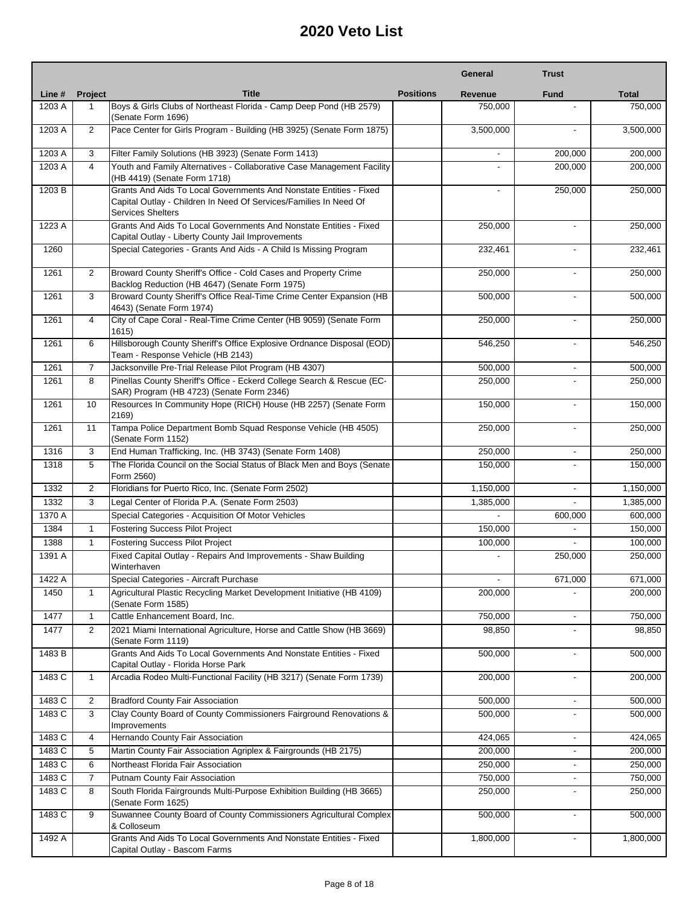# 2020 Veto List

| Line # | Project | Title | Positions | General Revenue | Trust Fund | Total |
|---|---|---|---|---|---|---|
| 1203 A | 1 | Boys & Girls Clubs of Northeast Florida - Camp Deep Pond (HB 2579) (Senate Form 1696) | | 750,000 | - | 750,000 |
| 1203 A | 2 | Pace Center for Girls Program - Building (HB 3925) (Senate Form 1875) | | 3,500,000 | - | 3,500,000 |
| 1203 A | 3 | Filter Family Solutions (HB 3923) (Senate Form 1413) | | - | 200,000 | 200,000 |
| 1203 A | 4 | Youth and Family Alternatives - Collaborative Case Management Facility (HB 4419) (Senate Form 1718) | | - | 200,000 | 200,000 |
| 1203 B | | Grants And Aids To Local Governments And Nonstate Entities - Fixed Capital Outlay - Children In Need Of Services/Families In Need Of Services Shelters | | - | 250,000 | 250,000 |
| 1223 A | | Grants And Aids To Local Governments And Nonstate Entities - Fixed Capital Outlay - Liberty County Jail Improvements | | 250,000 | - | 250,000 |
| 1260 | | Special Categories - Grants And Aids - A Child Is Missing Program | | 232,461 | - | 232,461 |
| 1261 | 2 | Broward County Sheriff's Office - Cold Cases and Property Crime Backlog Reduction (HB 4647) (Senate Form 1975) | | 250,000 | - | 250,000 |
| 1261 | 3 | Broward County Sheriff's Office Real-Time Crime Center Expansion (HB 4643) (Senate Form 1974) | | 500,000 | - | 500,000 |
| 1261 | 4 | City of Cape Coral - Real-Time Crime Center (HB 9059) (Senate Form 1615) | | 250,000 | - | 250,000 |
| 1261 | 6 | Hillsborough County Sheriff's Office Explosive Ordnance Disposal (EOD) Team - Response Vehicle (HB 2143) | | 546,250 | - | 546,250 |
| 1261 | 7 | Jacksonville Pre-Trial Release Pilot Program (HB 4307) | | 500,000 | - | 500,000 |
| 1261 | 8 | Pinellas County Sheriff's Office - Eckerd College Search & Rescue (EC-SAR) Program (HB 4723) (Senate Form 2346) | | 250,000 | - | 250,000 |
| 1261 | 10 | Resources In Community Hope (RICH) House (HB 2257) (Senate Form 2169) | | 150,000 | - | 150,000 |
| 1261 | 11 | Tampa Police Department Bomb Squad Response Vehicle (HB 4505) (Senate Form 1152) | | 250,000 | - | 250,000 |
| 1316 | 3 | End Human Trafficking, Inc. (HB 3743) (Senate Form 1408) | | 250,000 | - | 250,000 |
| 1318 | 5 | The Florida Council on the Social Status of Black Men and Boys (Senate Form 2560) | | 150,000 | - | 150,000 |
| 1332 | 2 | Floridians for Puerto Rico, Inc. (Senate Form 2502) | | 1,150,000 | - | 1,150,000 |
| 1332 | 3 | Legal Center of Florida P.A. (Senate Form 2503) | | 1,385,000 | - | 1,385,000 |
| 1370 A | | Special Categories - Acquisition Of Motor Vehicles | | - | 600,000 | 600,000 |
| 1384 | 1 | Fostering Success Pilot Project | | 150,000 | - | 150,000 |
| 1388 | 1 | Fostering Success Pilot Project | | 100,000 | - | 100,000 |
| 1391 A | | Fixed Capital Outlay - Repairs And Improvements - Shaw Building Winterhaven | | - | 250,000 | 250,000 |
| 1422 A | | Special Categories - Aircraft Purchase | | - | 671,000 | 671,000 |
| 1450 | 1 | Agricultural Plastic Recycling Market Development Initiative (HB 4109) (Senate Form 1585) | | 200,000 | - | 200,000 |
| 1477 | 1 | Cattle Enhancement Board, Inc. | | 750,000 | - | 750,000 |
| 1477 | 2 | 2021 Miami International Agriculture, Horse and Cattle Show (HB 3669) (Senate Form 1119) | | 98,850 | - | 98,850 |
| 1483 B | | Grants And Aids To Local Governments And Nonstate Entities - Fixed Capital Outlay - Florida Horse Park | | 500,000 | - | 500,000 |
| 1483 C | 1 | Arcadia Rodeo Multi-Functional Facility (HB 3217) (Senate Form 1739) | | 200,000 | - | 200,000 |
| 1483 C | 2 | Bradford County Fair Association | | 500,000 | - | 500,000 |
| 1483 C | 3 | Clay County Board of County Commissioners Fairground Renovations & Improvements | | 500,000 | - | 500,000 |
| 1483 C | 4 | Hernando County Fair Association | | 424,065 | - | 424,065 |
| 1483 C | 5 | Martin County Fair Association Agriplex & Fairgrounds (HB 2175) | | 200,000 | - | 200,000 |
| 1483 C | 6 | Northeast Florida Fair Association | | 250,000 | - | 250,000 |
| 1483 C | 7 | Putnam County Fair Association | | 750,000 | - | 750,000 |
| 1483 C | 8 | South Florida Fairgrounds Multi-Purpose Exhibition Building (HB 3665) (Senate Form 1625) | | 250,000 | - | 250,000 |
| 1483 C | 9 | Suwannee County Board of County Commissioners Agricultural Complex & Colloseum | | 500,000 | - | 500,000 |
| 1492 A | | Grants And Aids To Local Governments And Nonstate Entities - Fixed Capital Outlay - Bascom Farms | | 1,800,000 | - | 1,800,000 |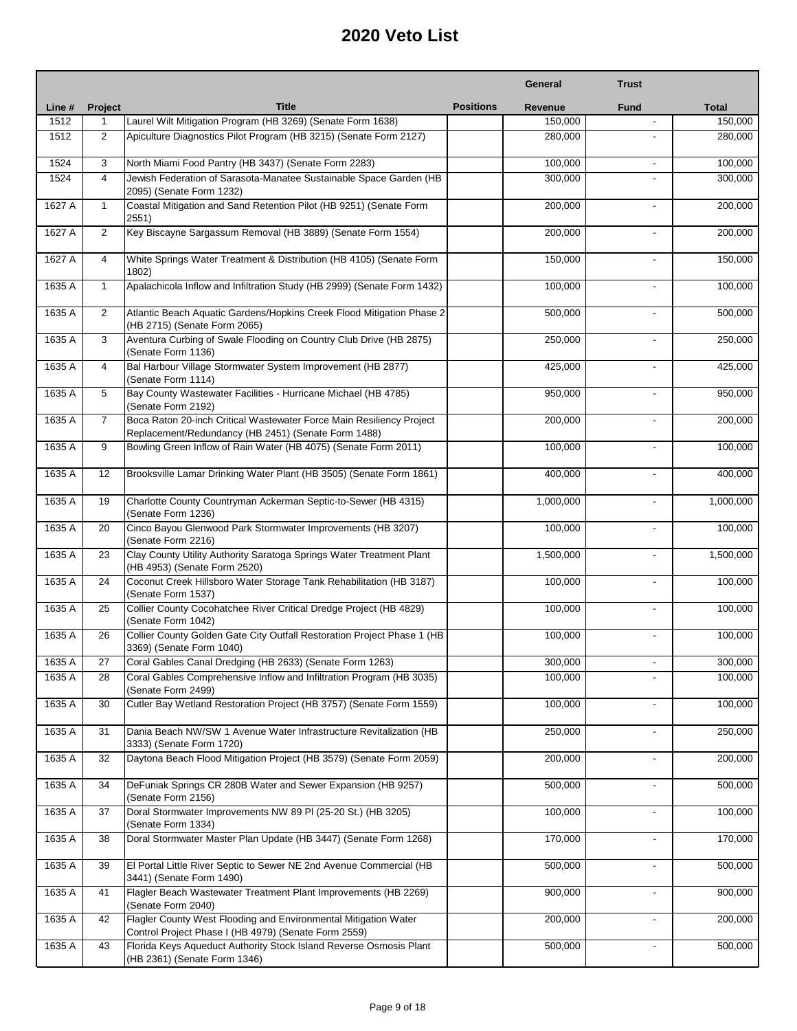# 2020 Veto List

| Line # | Project | Title | Positions | General Revenue | Trust Fund | Total |
|---|---|---|---|---|---|---|
| 1512 | 1 | Laurel Wilt Mitigation Program (HB 3269) (Senate Form 1638) | | 150,000 | - | 150,000 |
| 1512 | 2 | Apiculture Diagnostics Pilot Program (HB 3215) (Senate Form 2127) | | 280,000 | - | 280,000 |
| 1524 | 3 | North Miami Food Pantry (HB 3437) (Senate Form 2283) | | 100,000 | - | 100,000 |
| 1524 | 4 | Jewish Federation of Sarasota-Manatee Sustainable Space Garden (HB 2095) (Senate Form 1232) | | 300,000 | - | 300,000 |
| 1627 A | 1 | Coastal Mitigation and Sand Retention Pilot (HB 9251) (Senate Form 2551) | | 200,000 | - | 200,000 |
| 1627 A | 2 | Key Biscayne Sargassum Removal (HB 3889) (Senate Form 1554) | | 200,000 | - | 200,000 |
| 1627 A | 4 | White Springs Water Treatment & Distribution (HB 4105) (Senate Form 1802) | | 150,000 | - | 150,000 |
| 1635 A | 1 | Apalachicola Inflow and Infiltration Study (HB 2999) (Senate Form 1432) | | 100,000 | - | 100,000 |
| 1635 A | 2 | Atlantic Beach Aquatic Gardens/Hopkins Creek Flood Mitigation Phase 2 (HB 2715) (Senate Form 2065) | | 500,000 | - | 500,000 |
| 1635 A | 3 | Aventura Curbing of Swale Flooding on Country Club Drive (HB 2875) (Senate Form 1136) | | 250,000 | - | 250,000 |
| 1635 A | 4 | Bal Harbour Village Stormwater System Improvement (HB 2877) (Senate Form 1114) | | 425,000 | - | 425,000 |
| 1635 A | 5 | Bay County Wastewater Facilities - Hurricane Michael (HB 4785) (Senate Form 2192) | | 950,000 | - | 950,000 |
| 1635 A | 7 | Boca Raton 20-inch Critical Wastewater Force Main Resiliency Project Replacement/Redundancy (HB 2451) (Senate Form 1488) | | 200,000 | - | 200,000 |
| 1635 A | 9 | Bowling Green Inflow of Rain Water (HB 4075) (Senate Form 2011) | | 100,000 | - | 100,000 |
| 1635 A | 12 | Brooksville Lamar Drinking Water Plant (HB 3505) (Senate Form 1861) | | 400,000 | - | 400,000 |
| 1635 A | 19 | Charlotte County Countryman Ackerman Septic-to-Sewer (HB 4315) (Senate Form 1236) | | 1,000,000 | - | 1,000,000 |
| 1635 A | 20 | Cinco Bayou Glenwood Park Stormwater Improvements (HB 3207) (Senate Form 2216) | | 100,000 | - | 100,000 |
| 1635 A | 23 | Clay County Utility Authority Saratoga Springs Water Treatment Plant (HB 4953) (Senate Form 2520) | | 1,500,000 | - | 1,500,000 |
| 1635 A | 24 | Coconut Creek Hillsboro Water Storage Tank Rehabilitation (HB 3187) (Senate Form 1537) | | 100,000 | - | 100,000 |
| 1635 A | 25 | Collier County Cocohatchee River Critical Dredge Project (HB 4829) (Senate Form 1042) | | 100,000 | - | 100,000 |
| 1635 A | 26 | Collier County Golden Gate City Outfall Restoration Project Phase 1 (HB 3369) (Senate Form 1040) | | 100,000 | - | 100,000 |
| 1635 A | 27 | Coral Gables Canal Dredging (HB 2633) (Senate Form 1263) | | 300,000 | - | 300,000 |
| 1635 A | 28 | Coral Gables Comprehensive Inflow and Infiltration Program (HB 3035) (Senate Form 2499) | | 100,000 | - | 100,000 |
| 1635 A | 30 | Cutler Bay Wetland Restoration Project (HB 3757) (Senate Form 1559) | | 100,000 | - | 100,000 |
| 1635 A | 31 | Dania Beach NW/SW 1 Avenue Water Infrastructure Revitalization (HB 3333) (Senate Form 1720) | | 250,000 | - | 250,000 |
| 1635 A | 32 | Daytona Beach Flood Mitigation Project (HB 3579) (Senate Form 2059) | | 200,000 | - | 200,000 |
| 1635 A | 34 | DeFuniak Springs CR 280B Water and Sewer Expansion (HB 9257) (Senate Form 2156) | | 500,000 | - | 500,000 |
| 1635 A | 37 | Doral Stormwater Improvements NW 89 Pl (25-20 St.) (HB 3205) (Senate Form 1334) | | 100,000 | - | 100,000 |
| 1635 A | 38 | Doral Stormwater Master Plan Update (HB 3447) (Senate Form 1268) | | 170,000 | - | 170,000 |
| 1635 A | 39 | El Portal Little River Septic to Sewer NE 2nd Avenue Commercial (HB 3441) (Senate Form 1490) | | 500,000 | - | 500,000 |
| 1635 A | 41 | Flagler Beach Wastewater Treatment Plant Improvements (HB 2269) (Senate Form 2040) | | 900,000 | - | 900,000 |
| 1635 A | 42 | Flagler County West Flooding and Environmental Mitigation Water Control Project Phase I (HB 4979) (Senate Form 2559) | | 200,000 | - | 200,000 |
| 1635 A | 43 | Florida Keys Aqueduct Authority Stock Island Reverse Osmosis Plant (HB 2361) (Senate Form 1346) | | 500,000 | - | 500,000 |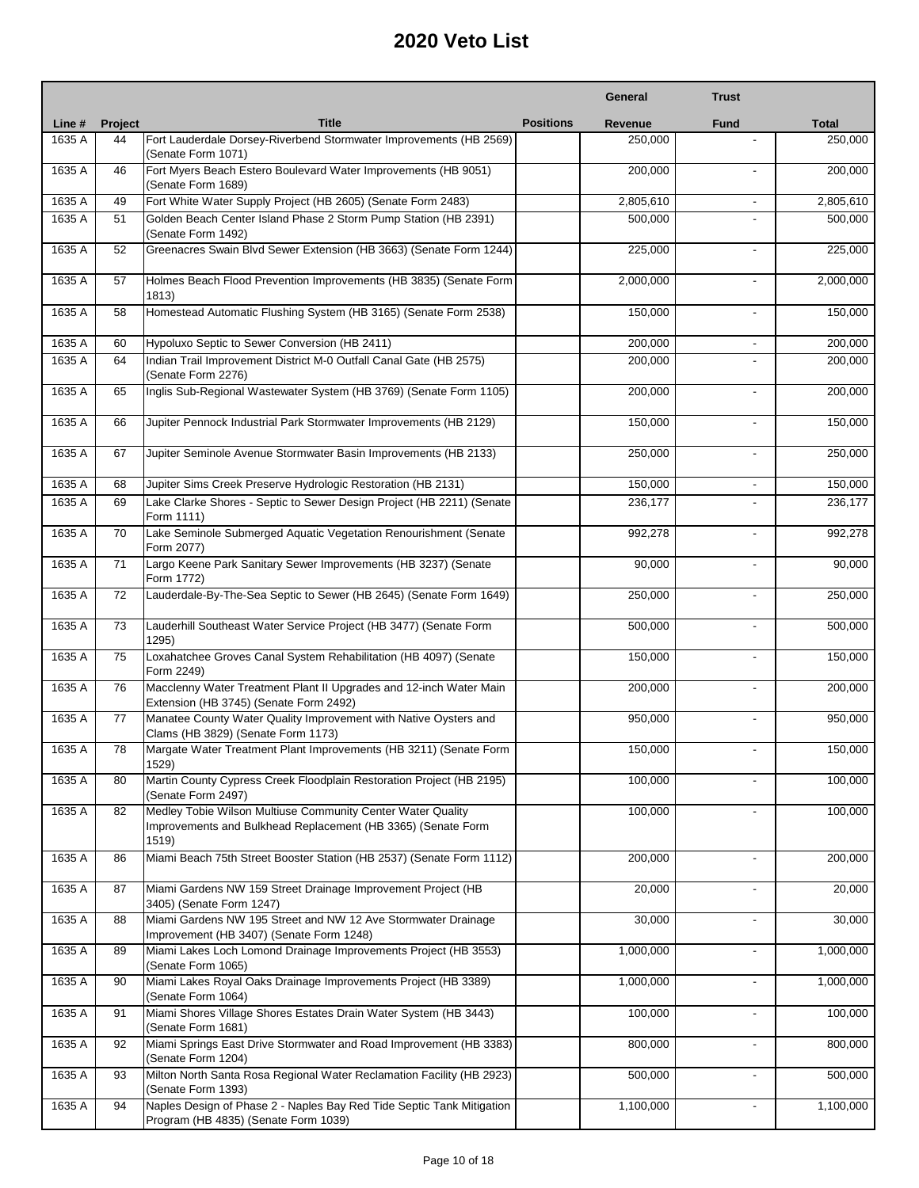# 2020 Veto List

| Line # | Project | Title | Positions | General Revenue | Trust Fund | Total |
|---|---|---|---|---|---|---|
| 1635 A | 44 | Fort Lauderdale Dorsey-Riverbend Stormwater Improvements (HB 2569) (Senate Form 1071) | | 250,000 | - | 250,000 |
| 1635 A | 46 | Fort Myers Beach Estero Boulevard Water Improvements (HB 9051) (Senate Form 1689) | | 200,000 | - | 200,000 |
| 1635 A | 49 | Fort White Water Supply Project (HB 2605) (Senate Form 2483) | | 2,805,610 | - | 2,805,610 |
| 1635 A | 51 | Golden Beach Center Island Phase 2 Storm Pump Station (HB 2391) (Senate Form 1492) | | 500,000 | - | 500,000 |
| 1635 A | 52 | Greenacres Swain Blvd Sewer Extension (HB 3663) (Senate Form 1244) | | 225,000 | - | 225,000 |
| 1635 A | 57 | Holmes Beach Flood Prevention Improvements (HB 3835) (Senate Form 1813) | | 2,000,000 | - | 2,000,000 |
| 1635 A | 58 | Homestead Automatic Flushing System (HB 3165) (Senate Form 2538) | | 150,000 | - | 150,000 |
| 1635 A | 60 | Hypoluxo Septic to Sewer Conversion (HB 2411) | | 200,000 | - | 200,000 |
| 1635 A | 64 | Indian Trail Improvement District M-0 Outfall Canal Gate (HB 2575) (Senate Form 2276) | | 200,000 | - | 200,000 |
| 1635 A | 65 | Inglis Sub-Regional Wastewater System (HB 3769) (Senate Form 1105) | | 200,000 | - | 200,000 |
| 1635 A | 66 | Jupiter Pennock Industrial Park Stormwater Improvements (HB 2129) | | 150,000 | - | 150,000 |
| 1635 A | 67 | Jupiter Seminole Avenue Stormwater Basin Improvements (HB 2133) | | 250,000 | - | 250,000 |
| 1635 A | 68 | Jupiter Sims Creek Preserve Hydrologic Restoration (HB 2131) | | 150,000 | - | 150,000 |
| 1635 A | 69 | Lake Clarke Shores - Septic to Sewer Design Project (HB 2211) (Senate Form 1111) | | 236,177 | - | 236,177 |
| 1635 A | 70 | Lake Seminole Submerged Aquatic Vegetation Renourishment (Senate Form 2077) | | 992,278 | - | 992,278 |
| 1635 A | 71 | Largo Keene Park Sanitary Sewer Improvements (HB 3237) (Senate Form 1772) | | 90,000 | - | 90,000 |
| 1635 A | 72 | Lauderdale-By-The-Sea Septic to Sewer (HB 2645) (Senate Form 1649) | | 250,000 | - | 250,000 |
| 1635 A | 73 | Lauderhill Southeast Water Service Project (HB 3477) (Senate Form 1295) | | 500,000 | - | 500,000 |
| 1635 A | 75 | Loxahatchee Groves Canal System Rehabilitation (HB 4097) (Senate Form 2249) | | 150,000 | - | 150,000 |
| 1635 A | 76 | Macclenny Water Treatment Plant II Upgrades and 12-inch Water Main Extension (HB 3745) (Senate Form 2492) | | 200,000 | - | 200,000 |
| 1635 A | 77 | Manatee County Water Quality Improvement with Native Oysters and Clams (HB 3829) (Senate Form 1173) | | 950,000 | - | 950,000 |
| 1635 A | 78 | Margate Water Treatment Plant Improvements (HB 3211) (Senate Form 1529) | | 150,000 | - | 150,000 |
| 1635 A | 80 | Martin County Cypress Creek Floodplain Restoration Project (HB 2195) (Senate Form 2497) | | 100,000 | - | 100,000 |
| 1635 A | 82 | Medley Tobie Wilson Multiuse Community Center Water Quality Improvements and Bulkhead Replacement (HB 3365) (Senate Form 1519) | | 100,000 | - | 100,000 |
| 1635 A | 86 | Miami Beach 75th Street Booster Station (HB 2537) (Senate Form 1112) | | 200,000 | - | 200,000 |
| 1635 A | 87 | Miami Gardens NW 159 Street Drainage Improvement Project (HB 3405) (Senate Form 1247) | | 20,000 | - | 20,000 |
| 1635 A | 88 | Miami Gardens NW 195 Street and NW 12 Ave Stormwater Drainage Improvement (HB 3407) (Senate Form 1248) | | 30,000 | - | 30,000 |
| 1635 A | 89 | Miami Lakes Loch Lomond Drainage Improvements Project (HB 3553) (Senate Form 1065) | | 1,000,000 | - | 1,000,000 |
| 1635 A | 90 | Miami Lakes Royal Oaks Drainage Improvements Project (HB 3389) (Senate Form 1064) | | 1,000,000 | - | 1,000,000 |
| 1635 A | 91 | Miami Shores Village Shores Estates Drain Water System (HB 3443) (Senate Form 1681) | | 100,000 | - | 100,000 |
| 1635 A | 92 | Miami Springs East Drive Stormwater and Road Improvement (HB 3383) (Senate Form 1204) | | 800,000 | - | 800,000 |
| 1635 A | 93 | Milton North Santa Rosa Regional Water Reclamation Facility (HB 2923) (Senate Form 1393) | | 500,000 | - | 500,000 |
| 1635 A | 94 | Naples Design of Phase 2 - Naples Bay Red Tide Septic Tank Mitigation Program (HB 4835) (Senate Form 1039) | | 1,100,000 | - | 1,100,000 |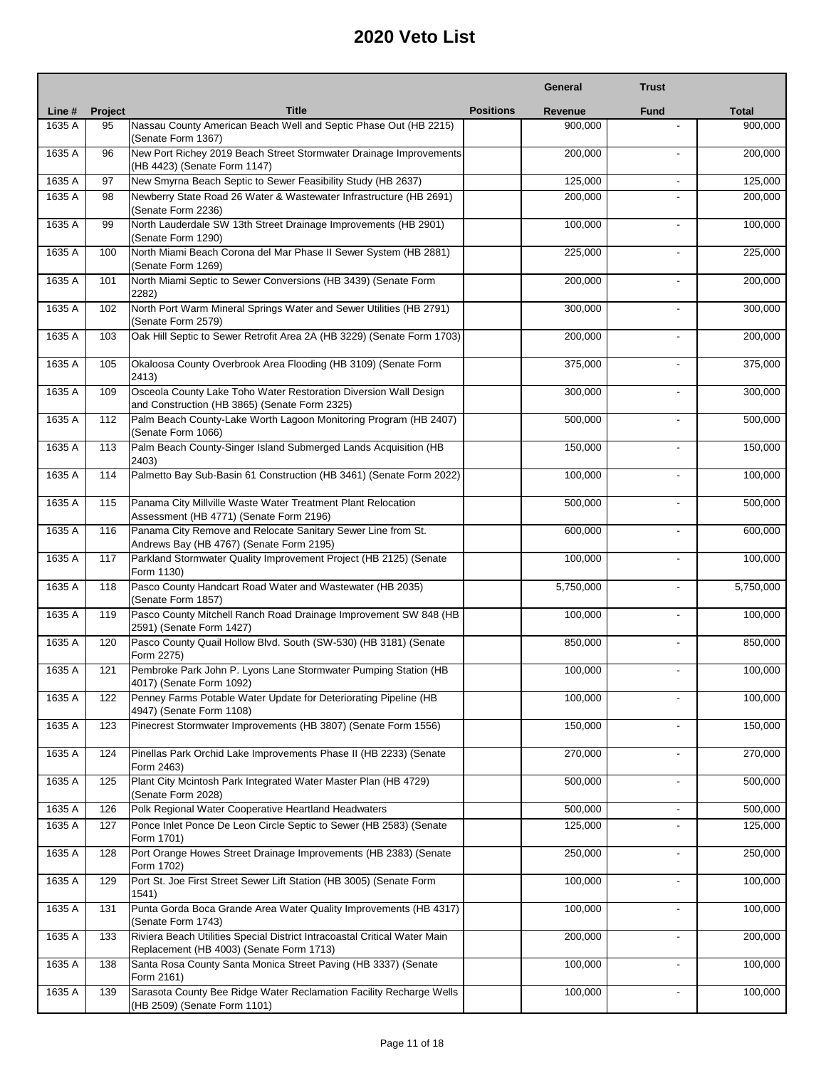# 2020 Veto List

| Line # | Project | Title | Positions | General Revenue | Trust Fund | Total |
|---|---|---|---|---|---|---|
| 1635 A | 95 | Nassau County American Beach Well and Septic Phase Out (HB 2215) (Senate Form 1367) | | 900,000 | - | 900,000 |
| 1635 A | 96 | New Port Richey 2019 Beach Street Stormwater Drainage Improvements (HB 4423) (Senate Form 1147) | | 200,000 | - | 200,000 |
| 1635 A | 97 | New Smyrna Beach Septic to Sewer Feasibility Study (HB 2637) | | 125,000 | - | 125,000 |
| 1635 A | 98 | Newberry State Road 26 Water & Wastewater Infrastructure (HB 2691) (Senate Form 2236) | | 200,000 | - | 200,000 |
| 1635 A | 99 | North Lauderdale SW 13th Street Drainage Improvements (HB 2901) (Senate Form 1290) | | 100,000 | - | 100,000 |
| 1635 A | 100 | North Miami Beach Corona del Mar Phase II Sewer System (HB 2881) (Senate Form 1269) | | 225,000 | - | 225,000 |
| 1635 A | 101 | North Miami Septic to Sewer Conversions (HB 3439) (Senate Form 2282) | | 200,000 | - | 200,000 |
| 1635 A | 102 | North Port Warm Mineral Springs Water and Sewer Utilities (HB 2791) (Senate Form 2579) | | 300,000 | - | 300,000 |
| 1635 A | 103 | Oak Hill Septic to Sewer Retrofit Area 2A (HB 3229) (Senate Form 1703) | | 200,000 | - | 200,000 |
| 1635 A | 105 | Okaloosa County Overbrook Area Flooding (HB 3109) (Senate Form 2413) | | 375,000 | - | 375,000 |
| 1635 A | 109 | Osceola County Lake Toho Water Restoration Diversion Wall Design and Construction (HB 3865) (Senate Form 2325) | | 300,000 | - | 300,000 |
| 1635 A | 112 | Palm Beach County-Lake Worth Lagoon Monitoring Program (HB 2407) (Senate Form 1066) | | 500,000 | - | 500,000 |
| 1635 A | 113 | Palm Beach County-Singer Island Submerged Lands Acquisition (HB 2403) | | 150,000 | - | 150,000 |
| 1635 A | 114 | Palmetto Bay Sub-Basin 61 Construction (HB 3461) (Senate Form 2022) | | 100,000 | - | 100,000 |
| 1635 A | 115 | Panama City Millville Waste Water Treatment Plant Relocation Assessment (HB 4771) (Senate Form 2196) | | 500,000 | - | 500,000 |
| 1635 A | 116 | Panama City Remove and Relocate Sanitary Sewer Line from St. Andrews Bay (HB 4767) (Senate Form 2195) | | 600,000 | - | 600,000 |
| 1635 A | 117 | Parkland Stormwater Quality Improvement Project (HB 2125) (Senate Form 1130) | | 100,000 | - | 100,000 |
| 1635 A | 118 | Pasco County Handcart Road Water and Wastewater (HB 2035) (Senate Form 1857) | | 5,750,000 | - | 5,750,000 |
| 1635 A | 119 | Pasco County Mitchell Ranch Road Drainage Improvement SW 848 (HB 2591) (Senate Form 1427) | | 100,000 | - | 100,000 |
| 1635 A | 120 | Pasco County Quail Hollow Blvd. South (SW-530) (HB 3181) (Senate Form 2275) | | 850,000 | - | 850,000 |
| 1635 A | 121 | Pembroke Park John P. Lyons Lane Stormwater Pumping Station (HB 4017) (Senate Form 1092) | | 100,000 | - | 100,000 |
| 1635 A | 122 | Penney Farms Potable Water Update for Deteriorating Pipeline (HB 4947) (Senate Form 1108) | | 100,000 | - | 100,000 |
| 1635 A | 123 | Pinecrest Stormwater Improvements (HB 3807) (Senate Form 1556) | | 150,000 | - | 150,000 |
| 1635 A | 124 | Pinellas Park Orchid Lake Improvements Phase II (HB 2233) (Senate Form 2463) | | 270,000 | - | 270,000 |
| 1635 A | 125 | Plant City Mcintosh Park Integrated Water Master Plan (HB 4729) (Senate Form 2028) | | 500,000 | - | 500,000 |
| 1635 A | 126 | Polk Regional Water Cooperative Heartland Headwaters | | 500,000 | - | 500,000 |
| 1635 A | 127 | Ponce Inlet Ponce De Leon Circle Septic to Sewer (HB 2583) (Senate Form 1701) | | 125,000 | - | 125,000 |
| 1635 A | 128 | Port Orange Howes Street Drainage Improvements (HB 2383) (Senate Form 1702) | | 250,000 | - | 250,000 |
| 1635 A | 129 | Port St. Joe First Street Sewer Lift Station (HB 3005) (Senate Form 1541) | | 100,000 | - | 100,000 |
| 1635 A | 131 | Punta Gorda Boca Grande Area Water Quality Improvements (HB 4317) (Senate Form 1743) | | 100,000 | - | 100,000 |
| 1635 A | 133 | Riviera Beach Utilities Special District Intracoastal Critical Water Main Replacement (HB 4003) (Senate Form 1713) | | 200,000 | - | 200,000 |
| 1635 A | 138 | Santa Rosa County Santa Monica Street Paving (HB 3337) (Senate Form 2161) | | 100,000 | - | 100,000 |
| 1635 A | 139 | Sarasota County Bee Ridge Water Reclamation Facility Recharge Wells (HB 2509) (Senate Form 1101) | | 100,000 | - | 100,000 |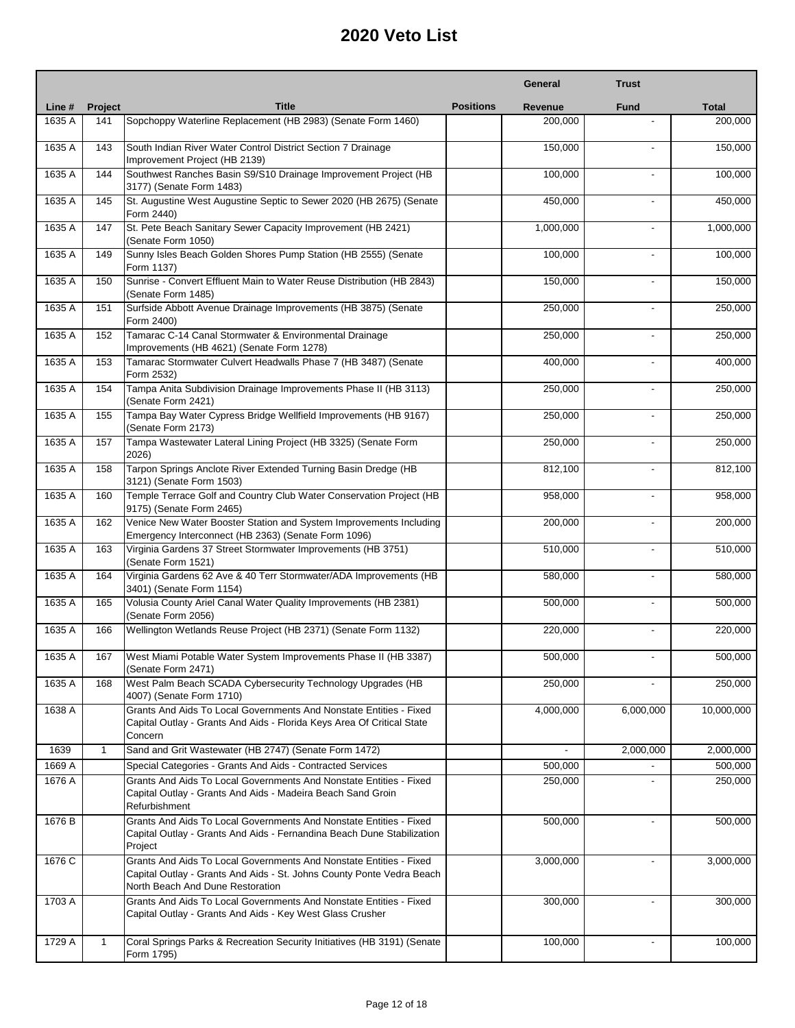# 2020 Veto List

| Line # | Project | Title | Positions | General Revenue | Trust Fund | Total |
|---|---|---|---|---|---|---|
| 1635 A | 141 | Sopchoppy Waterline Replacement (HB 2983) (Senate Form 1460) | | 200,000 | - | 200,000 |
| 1635 A | 143 | South Indian River Water Control District Section 7 Drainage Improvement Project (HB 2139) | | 150,000 | - | 150,000 |
| 1635 A | 144 | Southwest Ranches Basin S9/S10 Drainage Improvement Project (HB 3177) (Senate Form 1483) | | 100,000 | - | 100,000 |
| 1635 A | 145 | St. Augustine West Augustine Septic to Sewer 2020 (HB 2675) (Senate Form 2440) | | 450,000 | - | 450,000 |
| 1635 A | 147 | St. Pete Beach Sanitary Sewer Capacity Improvement (HB 2421) (Senate Form 1050) | | 1,000,000 | - | 1,000,000 |
| 1635 A | 149 | Sunny Isles Beach Golden Shores Pump Station (HB 2555) (Senate Form 1137) | | 100,000 | - | 100,000 |
| 1635 A | 150 | Sunrise - Convert Effluent Main to Water Reuse Distribution (HB 2843) (Senate Form 1485) | | 150,000 | - | 150,000 |
| 1635 A | 151 | Surfside Abbott Avenue Drainage Improvements (HB 3875) (Senate Form 2400) | | 250,000 | - | 250,000 |
| 1635 A | 152 | Tamarac C-14 Canal Stormwater & Environmental Drainage Improvements (HB 4621) (Senate Form 1278) | | 250,000 | - | 250,000 |
| 1635 A | 153 | Tamarac Stormwater Culvert Headwalls Phase 7 (HB 3487) (Senate Form 2532) | | 400,000 | - | 400,000 |
| 1635 A | 154 | Tampa Anita Subdivision Drainage Improvements Phase II (HB 3113) (Senate Form 2421) | | 250,000 | - | 250,000 |
| 1635 A | 155 | Tampa Bay Water Cypress Bridge Wellfield Improvements (HB 9167) (Senate Form 2173) | | 250,000 | - | 250,000 |
| 1635 A | 157 | Tampa Wastewater Lateral Lining Project (HB 3325) (Senate Form 2026) | | 250,000 | - | 250,000 |
| 1635 A | 158 | Tarpon Springs Anclote River Extended Turning Basin Dredge (HB 3121) (Senate Form 1503) | | 812,100 | - | 812,100 |
| 1635 A | 160 | Temple Terrace Golf and Country Club Water Conservation Project (HB 9175) (Senate Form 2465) | | 958,000 | - | 958,000 |
| 1635 A | 162 | Venice New Water Booster Station and System Improvements Including Emergency Interconnect (HB 2363) (Senate Form 1096) | | 200,000 | - | 200,000 |
| 1635 A | 163 | Virginia Gardens 37 Street Stormwater Improvements (HB 3751) (Senate Form 1521) | | 510,000 | - | 510,000 |
| 1635 A | 164 | Virginia Gardens 62 Ave & 40 Terr Stormwater/ADA Improvements (HB 3401) (Senate Form 1154) | | 580,000 | - | 580,000 |
| 1635 A | 165 | Volusia County Ariel Canal Water Quality Improvements (HB 2381) (Senate Form 2056) | | 500,000 | - | 500,000 |
| 1635 A | 166 | Wellington Wetlands Reuse Project (HB 2371) (Senate Form 1132) | | 220,000 | - | 220,000 |
| 1635 A | 167 | West Miami Potable Water System Improvements Phase II (HB 3387) (Senate Form 2471) | | 500,000 | - | 500,000 |
| 1635 A | 168 | West Palm Beach SCADA Cybersecurity Technology Upgrades (HB 4007) (Senate Form 1710) | | 250,000 | - | 250,000 |
| 1638 A | | Grants And Aids To Local Governments And Nonstate Entities - Fixed Capital Outlay - Grants And Aids - Florida Keys Area Of Critical State Concern | | 4,000,000 | 6,000,000 | 10,000,000 |
| 1639 | 1 | Sand and Grit Wastewater (HB 2747) (Senate Form 1472) | | - | 2,000,000 | 2,000,000 |
| 1669 A | | Special Categories - Grants And Aids - Contracted Services | | 500,000 | - | 500,000 |
| 1676 A | | Grants And Aids To Local Governments And Nonstate Entities - Fixed Capital Outlay - Grants And Aids - Madeira Beach Sand Groin Refurbishment | | 250,000 | - | 250,000 |
| 1676 B | | Grants And Aids To Local Governments And Nonstate Entities - Fixed Capital Outlay - Grants And Aids - Fernandina Beach Dune Stabilization Project | | 500,000 | - | 500,000 |
| 1676 C | | Grants And Aids To Local Governments And Nonstate Entities - Fixed Capital Outlay - Grants And Aids - St. Johns County Ponte Vedra Beach North Beach And Dune Restoration | | 3,000,000 | - | 3,000,000 |
| 1703 A | | Grants And Aids To Local Governments And Nonstate Entities - Fixed Capital Outlay - Grants And Aids - Key West Glass Crusher | | 300,000 | - | 300,000 |
| 1729 A | 1 | Coral Springs Parks & Recreation Security Initiatives (HB 3191) (Senate Form 1795) | | 100,000 | - | 100,000 |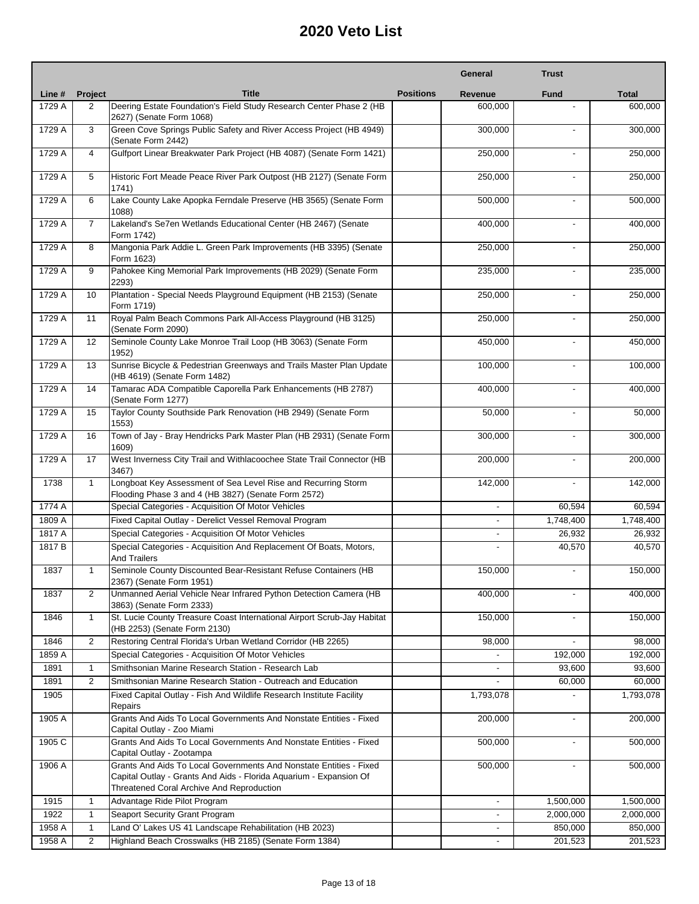# 2020 Veto List

| Line # | Project | Title | Positions | General Revenue | Trust Fund | Total |
|---|---|---|---|---|---|---|
| 1729 A | 2 | Deering Estate Foundation's Field Study Research Center Phase 2 (HB 2627) (Senate Form 1068) | | 600,000 | - | 600,000 |
| 1729 A | 3 | Green Cove Springs Public Safety and River Access Project (HB 4949) (Senate Form 2442) | | 300,000 | - | 300,000 |
| 1729 A | 4 | Gulfport Linear Breakwater Park Project (HB 4087) (Senate Form 1421) | | 250,000 | - | 250,000 |
| 1729 A | 5 | Historic Fort Meade Peace River Park Outpost (HB 2127) (Senate Form 1741) | | 250,000 | - | 250,000 |
| 1729 A | 6 | Lake County Lake Apopka Ferndale Preserve (HB 3565) (Senate Form 1088) | | 500,000 | - | 500,000 |
| 1729 A | 7 | Lakeland's Se7en Wetlands Educational Center (HB 2467) (Senate Form 1742) | | 400,000 | - | 400,000 |
| 1729 A | 8 | Mangonia Park Addie L. Green Park Improvements (HB 3395) (Senate Form 1623) | | 250,000 | - | 250,000 |
| 1729 A | 9 | Pahokee King Memorial Park Improvements (HB 2029) (Senate Form 2293) | | 235,000 | - | 235,000 |
| 1729 A | 10 | Plantation - Special Needs Playground Equipment (HB 2153) (Senate Form 1719) | | 250,000 | - | 250,000 |
| 1729 A | 11 | Royal Palm Beach Commons Park All-Access Playground (HB 3125) (Senate Form 2090) | | 250,000 | - | 250,000 |
| 1729 A | 12 | Seminole County Lake Monroe Trail Loop (HB 3063) (Senate Form 1952) | | 450,000 | - | 450,000 |
| 1729 A | 13 | Sunrise Bicycle & Pedestrian Greenways and Trails Master Plan Update (HB 4619) (Senate Form 1482) | | 100,000 | - | 100,000 |
| 1729 A | 14 | Tamarac ADA Compatible Caporella Park Enhancements (HB 2787) (Senate Form 1277) | | 400,000 | - | 400,000 |
| 1729 A | 15 | Taylor County Southside Park Renovation (HB 2949) (Senate Form 1553) | | 50,000 | - | 50,000 |
| 1729 A | 16 | Town of Jay - Bray Hendricks Park Master Plan (HB 2931) (Senate Form 1609) | | 300,000 | - | 300,000 |
| 1729 A | 17 | West Inverness City Trail and Withlacoochee State Trail Connector (HB 3467) | | 200,000 | - | 200,000 |
| 1738 | 1 | Longboat Key Assessment of Sea Level Rise and Recurring Storm Flooding Phase 3 and 4 (HB 3827) (Senate Form 2572) | | 142,000 | - | 142,000 |
| 1774 A | | Special Categories - Acquisition Of Motor Vehicles | | - | 60,594 | 60,594 |
| 1809 A | | Fixed Capital Outlay - Derelict Vessel Removal Program | | - | 1,748,400 | 1,748,400 |
| 1817 A | | Special Categories - Acquisition Of Motor Vehicles | | - | 26,932 | 26,932 |
| 1817 B | | Special Categories - Acquisition And Replacement Of Boats, Motors, And Trailers | | - | 40,570 | 40,570 |
| 1837 | 1 | Seminole County Discounted Bear-Resistant Refuse Containers (HB 2367) (Senate Form 1951) | | 150,000 | - | 150,000 |
| 1837 | 2 | Unmanned Aerial Vehicle Near Infrared Python Detection Camera (HB 3863) (Senate Form 2333) | | 400,000 | - | 400,000 |
| 1846 | 1 | St. Lucie County Treasure Coast International Airport Scrub-Jay Habitat (HB 2253) (Senate Form 2130) | | 150,000 | - | 150,000 |
| 1846 | 2 | Restoring Central Florida's Urban Wetland Corridor (HB 2265) | | 98,000 | - | 98,000 |
| 1859 A | | Special Categories - Acquisition Of Motor Vehicles | | - | 192,000 | 192,000 |
| 1891 | 1 | Smithsonian Marine Research Station - Research Lab | | - | 93,600 | 93,600 |
| 1891 | 2 | Smithsonian Marine Research Station - Outreach and Education | | - | 60,000 | 60,000 |
| 1905 | | Fixed Capital Outlay - Fish And Wildlife Research Institute Facility Repairs | | 1,793,078 | - | 1,793,078 |
| 1905 A | | Grants And Aids To Local Governments And Nonstate Entities - Fixed Capital Outlay - Zoo Miami | | 200,000 | - | 200,000 |
| 1905 C | | Grants And Aids To Local Governments And Nonstate Entities - Fixed Capital Outlay - Zootampa | | 500,000 | - | 500,000 |
| 1906 A | | Grants And Aids To Local Governments And Nonstate Entities - Fixed Capital Outlay - Grants And Aids - Florida Aquarium - Expansion Of Threatened Coral Archive And Reproduction | | 500,000 | - | 500,000 |
| 1915 | 1 | Advantage Ride Pilot Program | | - | 1,500,000 | 1,500,000 |
| 1922 | 1 | Seaport Security Grant Program | | - | 2,000,000 | 2,000,000 |
| 1958 A | 1 | Land O' Lakes US 41 Landscape Rehabilitation (HB 2023) | | - | 850,000 | 850,000 |
| 1958 A | 2 | Highland Beach Crosswalks (HB 2185) (Senate Form 1384) | | - | 201,523 | 201,523 |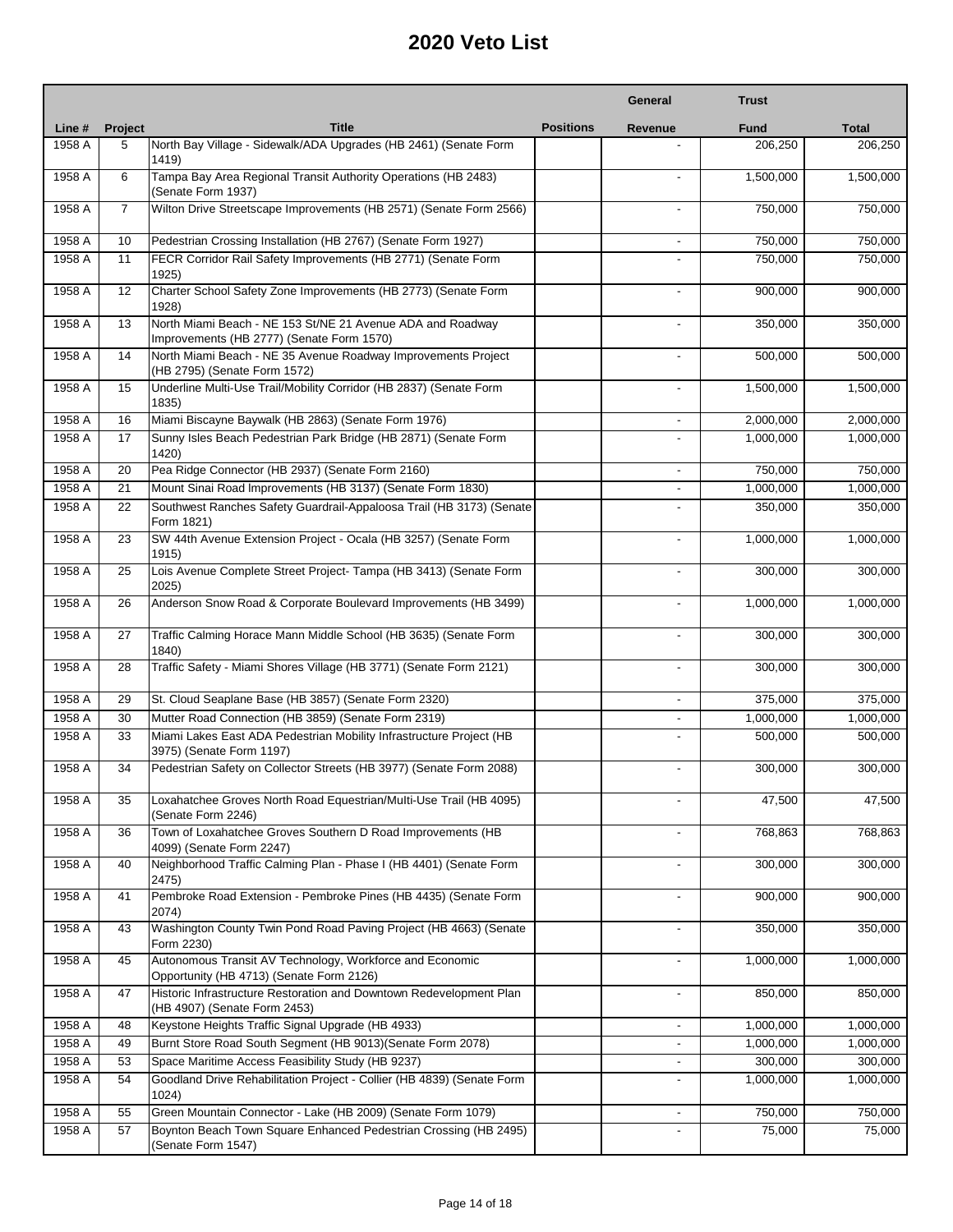# 2020 Veto List

| Line # | Project | Title | Positions | General Revenue | Trust Fund | Total |
|---|---|---|---|---|---|---|
| 1958 A | 5 | North Bay Village - Sidewalk/ADA Upgrades (HB 2461) (Senate Form 1419) | | - | 206,250 | 206,250 |
| 1958 A | 6 | Tampa Bay Area Regional Transit Authority Operations (HB 2483) (Senate Form 1937) | | - | 1,500,000 | 1,500,000 |
| 1958 A | 7 | Wilton Drive Streetscape Improvements (HB 2571) (Senate Form 2566) | | - | 750,000 | 750,000 |
| 1958 A | 10 | Pedestrian Crossing Installation (HB 2767) (Senate Form 1927) | | - | 750,000 | 750,000 |
| 1958 A | 11 | FECR Corridor Rail Safety Improvements (HB 2771) (Senate Form 1925) | | - | 750,000 | 750,000 |
| 1958 A | 12 | Charter School Safety Zone Improvements (HB 2773) (Senate Form 1928) | | - | 900,000 | 900,000 |
| 1958 A | 13 | North Miami Beach - NE 153 St/NE 21 Avenue ADA and Roadway Improvements (HB 2777) (Senate Form 1570) | | - | 350,000 | 350,000 |
| 1958 A | 14 | North Miami Beach - NE 35 Avenue Roadway Improvements Project (HB 2795) (Senate Form 1572) | | - | 500,000 | 500,000 |
| 1958 A | 15 | Underline Multi-Use Trail/Mobility Corridor (HB 2837) (Senate Form 1835) | | - | 1,500,000 | 1,500,000 |
| 1958 A | 16 | Miami Biscayne Baywalk (HB 2863) (Senate Form 1976) | | - | 2,000,000 | 2,000,000 |
| 1958 A | 17 | Sunny Isles Beach Pedestrian Park Bridge (HB 2871) (Senate Form 1420) | | - | 1,000,000 | 1,000,000 |
| 1958 A | 20 | Pea Ridge Connector (HB 2937) (Senate Form 2160) | | - | 750,000 | 750,000 |
| 1958 A | 21 | Mount Sinai Road Improvements (HB 3137) (Senate Form 1830) | | - | 1,000,000 | 1,000,000 |
| 1958 A | 22 | Southwest Ranches Safety Guardrail-Appaloosa Trail (HB 3173) (Senate Form 1821) | | - | 350,000 | 350,000 |
| 1958 A | 23 | SW 44th Avenue Extension Project - Ocala (HB 3257) (Senate Form 1915) | | - | 1,000,000 | 1,000,000 |
| 1958 A | 25 | Lois Avenue Complete Street Project- Tampa (HB 3413) (Senate Form 2025) | | - | 300,000 | 300,000 |
| 1958 A | 26 | Anderson Snow Road & Corporate Boulevard Improvements (HB 3499) | | - | 1,000,000 | 1,000,000 |
| 1958 A | 27 | Traffic Calming Horace Mann Middle School (HB 3635) (Senate Form 1840) | | - | 300,000 | 300,000 |
| 1958 A | 28 | Traffic Safety - Miami Shores Village (HB 3771) (Senate Form 2121) | | - | 300,000 | 300,000 |
| 1958 A | 29 | St. Cloud Seaplane Base (HB 3857) (Senate Form 2320) | | - | 375,000 | 375,000 |
| 1958 A | 30 | Mutter Road Connection (HB 3859) (Senate Form 2319) | | - | 1,000,000 | 1,000,000 |
| 1958 A | 33 | Miami Lakes East ADA Pedestrian Mobility Infrastructure Project (HB 3975) (Senate Form 1197) | | - | 500,000 | 500,000 |
| 1958 A | 34 | Pedestrian Safety on Collector Streets (HB 3977) (Senate Form 2088) | | - | 300,000 | 300,000 |
| 1958 A | 35 | Loxahatchee Groves North Road Equestrian/Multi-Use Trail (HB 4095) (Senate Form 2246) | | - | 47,500 | 47,500 |
| 1958 A | 36 | Town of Loxahatchee Groves Southern D Road Improvements (HB 4099) (Senate Form 2247) | | - | 768,863 | 768,863 |
| 1958 A | 40 | Neighborhood Traffic Calming Plan - Phase I (HB 4401) (Senate Form 2475) | | - | 300,000 | 300,000 |
| 1958 A | 41 | Pembroke Road Extension - Pembroke Pines (HB 4435) (Senate Form 2074) | | - | 900,000 | 900,000 |
| 1958 A | 43 | Washington County Twin Pond Road Paving Project (HB 4663) (Senate Form 2230) | | - | 350,000 | 350,000 |
| 1958 A | 45 | Autonomous Transit AV Technology, Workforce and Economic Opportunity (HB 4713) (Senate Form 2126) | | - | 1,000,000 | 1,000,000 |
| 1958 A | 47 | Historic Infrastructure Restoration and Downtown Redevelopment Plan (HB 4907) (Senate Form 2453) | | - | 850,000 | 850,000 |
| 1958 A | 48 | Keystone Heights Traffic Signal Upgrade (HB 4933) | | - | 1,000,000 | 1,000,000 |
| 1958 A | 49 | Burnt Store Road South Segment (HB 9013)(Senate Form 2078) | | - | 1,000,000 | 1,000,000 |
| 1958 A | 53 | Space Maritime Access Feasibility Study (HB 9237) | | - | 300,000 | 300,000 |
| 1958 A | 54 | Goodland Drive Rehabilitation Project - Collier (HB 4839) (Senate Form 1024) | | - | 1,000,000 | 1,000,000 |
| 1958 A | 55 | Green Mountain Connector - Lake (HB 2009) (Senate Form 1079) | | - | 750,000 | 750,000 |
| 1958 A | 57 | Boynton Beach Town Square Enhanced Pedestrian Crossing (HB 2495) (Senate Form 1547) | | - | 75,000 | 75,000 |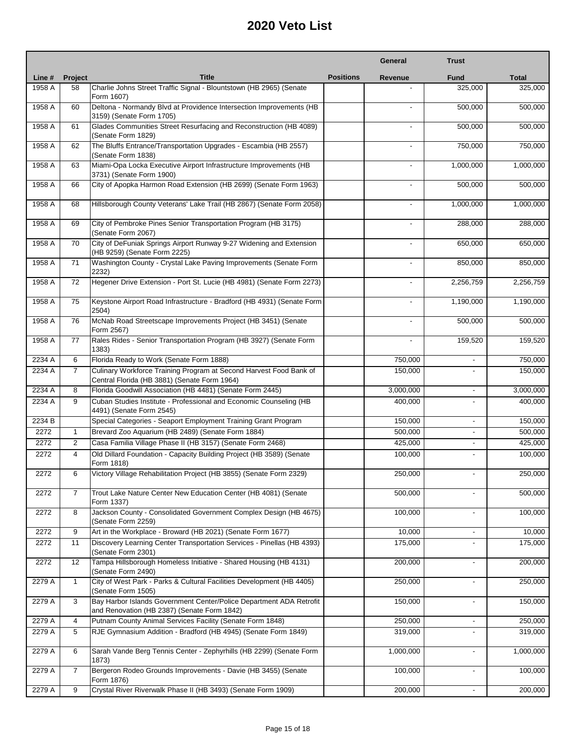# 2020 Veto List

| Line # | Project | Title | Positions | General Revenue | Trust Fund | Total |
|---|---|---|---|---|---|---|
| 1958 A | 58 | Charlie Johns Street Traffic Signal - Blountstown (HB 2965) (Senate Form 1607) | | - | 325,000 | 325,000 |
| 1958 A | 60 | Deltona - Normandy Blvd at Providence Intersection Improvements (HB 3159) (Senate Form 1705) | | - | 500,000 | 500,000 |
| 1958 A | 61 | Glades Communities Street Resurfacing and Reconstruction (HB 4089) (Senate Form 1829) | | - | 500,000 | 500,000 |
| 1958 A | 62 | The Bluffs Entrance/Transportation Upgrades - Escambia (HB 2557) (Senate Form 1838) | | - | 750,000 | 750,000 |
| 1958 A | 63 | Miami-Opa Locka Executive Airport Infrastructure Improvements (HB 3731) (Senate Form 1900) | | - | 1,000,000 | 1,000,000 |
| 1958 A | 66 | City of Apopka Harmon Road Extension (HB 2699) (Senate Form 1963) | | - | 500,000 | 500,000 |
| 1958 A | 68 | Hillsborough County Veterans' Lake Trail (HB 2867) (Senate Form 2058) | | - | 1,000,000 | 1,000,000 |
| 1958 A | 69 | City of Pembroke Pines Senior Transportation Program (HB 3175) (Senate Form 2067) | | - | 288,000 | 288,000 |
| 1958 A | 70 | City of DeFuniak Springs Airport Runway 9-27 Widening and Extension (HB 9259) (Senate Form 2225) | | - | 650,000 | 650,000 |
| 1958 A | 71 | Washington County - Crystal Lake Paving Improvements (Senate Form 2232) | | - | 850,000 | 850,000 |
| 1958 A | 72 | Hegener Drive Extension - Port St. Lucie (HB 4981) (Senate Form 2273) | | - | 2,256,759 | 2,256,759 |
| 1958 A | 75 | Keystone Airport Road Infrastructure - Bradford (HB 4931) (Senate Form 2504) | | - | 1,190,000 | 1,190,000 |
| 1958 A | 76 | McNab Road Streetscape Improvements Project (HB 3451) (Senate Form 2567) | | - | 500,000 | 500,000 |
| 1958 A | 77 | Rales Rides - Senior Transportation Program (HB 3927) (Senate Form 1383) | | - | 159,520 | 159,520 |
| 2234 A | 6 | Florida Ready to Work (Senate Form 1888) | | 750,000 | - | 750,000 |
| 2234 A | 7 | Culinary Workforce Training Program at Second Harvest Food Bank of Central Florida (HB 3881) (Senate Form 1964) | | 150,000 | - | 150,000 |
| 2234 A | 8 | Florida Goodwill Association (HB 4481) (Senate Form 2445) | | 3,000,000 | - | 3,000,000 |
| 2234 A | 9 | Cuban Studies Institute - Professional and Economic Counseling (HB 4491) (Senate Form 2545) | | 400,000 | - | 400,000 |
| 2234 B | | Special Categories - Seaport Employment Training Grant Program | | 150,000 | - | 150,000 |
| 2272 | 1 | Brevard Zoo Aquarium (HB 2489) (Senate Form 1884) | | 500,000 | - | 500,000 |
| 2272 | 2 | Casa Familia Village Phase II (HB 3157) (Senate Form 2468) | | 425,000 | - | 425,000 |
| 2272 | 4 | Old Dillard Foundation - Capacity Building Project (HB 3589) (Senate Form 1818) | | 100,000 | - | 100,000 |
| 2272 | 6 | Victory Village Rehabilitation Project (HB 3855) (Senate Form 2329) | | 250,000 | - | 250,000 |
| 2272 | 7 | Trout Lake Nature Center New Education Center (HB 4081) (Senate Form 1337) | | 500,000 | - | 500,000 |
| 2272 | 8 | Jackson County - Consolidated Government Complex Design (HB 4675) (Senate Form 2259) | | 100,000 | - | 100,000 |
| 2272 | 9 | Art in the Workplace - Broward (HB 2021) (Senate Form 1677) | | 10,000 | - | 10,000 |
| 2272 | 11 | Discovery Learning Center Transportation Services - Pinellas (HB 4393) (Senate Form 2301) | | 175,000 | - | 175,000 |
| 2272 | 12 | Tampa Hillsborough Homeless Initiative - Shared Housing (HB 4131) (Senate Form 2490) | | 200,000 | - | 200,000 |
| 2279 A | 1 | City of West Park - Parks & Cultural Facilities Development (HB 4405) (Senate Form 1505) | | 250,000 | - | 250,000 |
| 2279 A | 3 | Bay Harbor Islands Government Center/Police Department ADA Retrofit and Renovation (HB 2387) (Senate Form 1842) | | 150,000 | - | 150,000 |
| 2279 A | 4 | Putnam County Animal Services Facility (Senate Form 1848) | | 250,000 | - | 250,000 |
| 2279 A | 5 | RJE Gymnasium Addition - Bradford (HB 4945) (Senate Form 1849) | | 319,000 | - | 319,000 |
| 2279 A | 6 | Sarah Vande Berg Tennis Center - Zephyrhills (HB 2299) (Senate Form 1873) | | 1,000,000 | - | 1,000,000 |
| 2279 A | 7 | Bergeron Rodeo Grounds Improvements - Davie (HB 3455) (Senate Form 1876) | | 100,000 | - | 100,000 |
| 2279 A | 9 | Crystal River Riverwalk Phase II (HB 3493) (Senate Form 1909) | | 200,000 | - | 200,000 |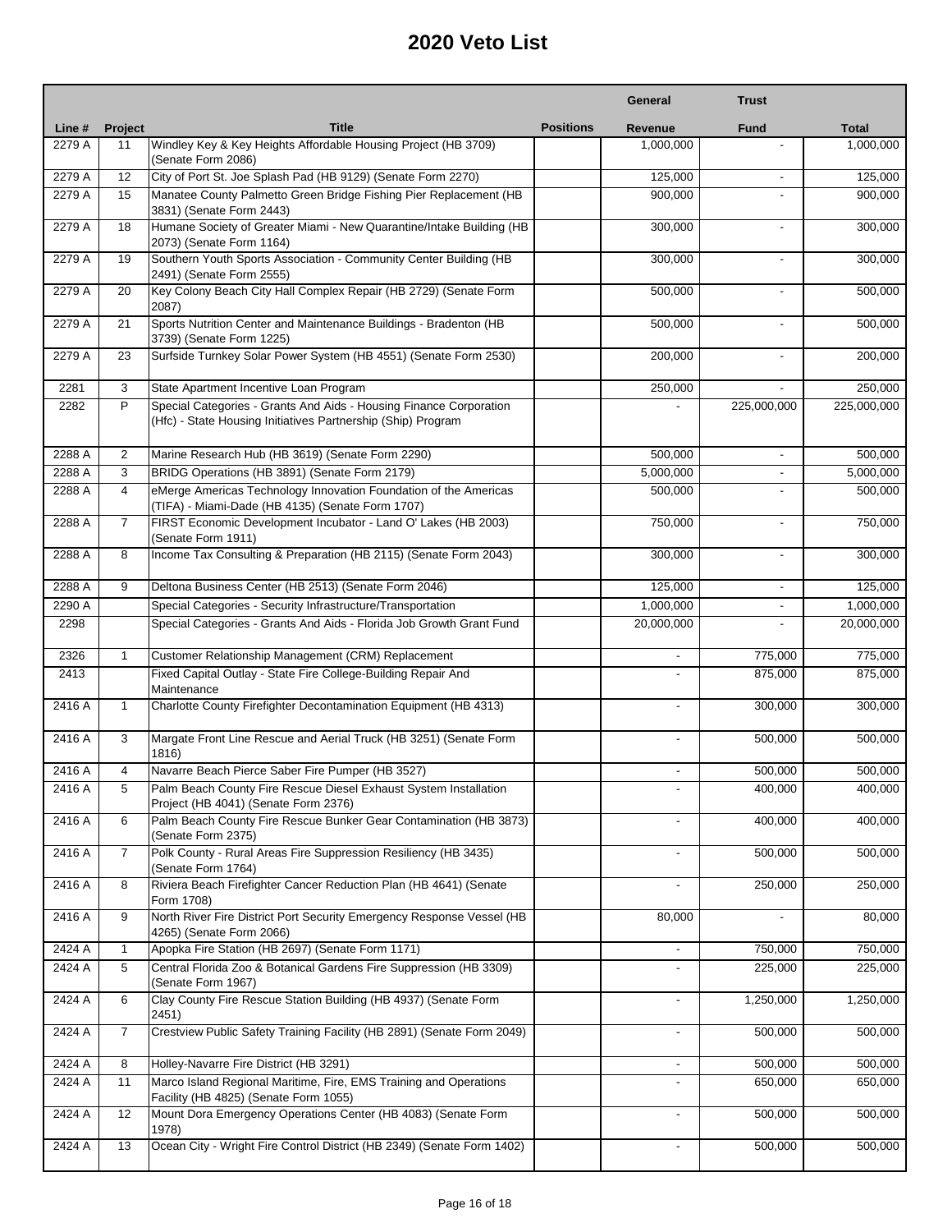# 2020 Veto List

| Line # | Project | Title | Positions | General Revenue | Trust Fund | Total |
|---|---|---|---|---|---|---|
| 2279 A | 11 | Windley Key & Key Heights Affordable Housing Project (HB 3709) (Senate Form 2086) | | 1,000,000 | - | 1,000,000 |
| 2279 A | 12 | City of Port St. Joe Splash Pad (HB 9129) (Senate Form 2270) | | 125,000 | - | 125,000 |
| 2279 A | 15 | Manatee County Palmetto Green Bridge Fishing Pier Replacement (HB 3831) (Senate Form 2443) | | 900,000 | - | 900,000 |
| 2279 A | 18 | Humane Society of Greater Miami - New Quarantine/Intake Building (HB 2073) (Senate Form 1164) | | 300,000 | - | 300,000 |
| 2279 A | 19 | Southern Youth Sports Association - Community Center Building (HB 2491) (Senate Form 2555) | | 300,000 | - | 300,000 |
| 2279 A | 20 | Key Colony Beach City Hall Complex Repair (HB 2729) (Senate Form 2087) | | 500,000 | - | 500,000 |
| 2279 A | 21 | Sports Nutrition Center and Maintenance Buildings - Bradenton (HB 3739) (Senate Form 1225) | | 500,000 | - | 500,000 |
| 2279 A | 23 | Surfside Turnkey Solar Power System (HB 4551) (Senate Form 2530) | | 200,000 | - | 200,000 |
| 2281 | 3 | State Apartment Incentive Loan Program | | 250,000 | - | 250,000 |
| 2282 | P | Special Categories - Grants And Aids - Housing Finance Corporation (Hfc) - State Housing Initiatives Partnership (Ship) Program | | - | 225,000,000 | 225,000,000 |
| 2288 A | 2 | Marine Research Hub (HB 3619) (Senate Form 2290) | | 500,000 | - | 500,000 |
| 2288 A | 3 | BRIDG Operations (HB 3891) (Senate Form 2179) | | 5,000,000 | - | 5,000,000 |
| 2288 A | 4 | eMerge Americas Technology Innovation Foundation of the Americas (TIFA) - Miami-Dade (HB 4135) (Senate Form 1707) | | 500,000 | - | 500,000 |
| 2288 A | 7 | FIRST Economic Development Incubator - Land O' Lakes (HB 2003) (Senate Form 1911) | | 750,000 | - | 750,000 |
| 2288 A | 8 | Income Tax Consulting & Preparation (HB 2115) (Senate Form 2043) | | 300,000 | - | 300,000 |
| 2288 A | 9 | Deltona Business Center (HB 2513) (Senate Form 2046) | | 125,000 | - | 125,000 |
| 2290 A | | Special Categories - Security Infrastructure/Transportation | | 1,000,000 | - | 1,000,000 |
| 2298 | | Special Categories - Grants And Aids - Florida Job Growth Grant Fund | | 20,000,000 | - | 20,000,000 |
| 2326 | 1 | Customer Relationship Management (CRM) Replacement | | - | 775,000 | 775,000 |
| 2413 | | Fixed Capital Outlay - State Fire College-Building Repair And Maintenance | | - | 875,000 | 875,000 |
| 2416 A | 1 | Charlotte County Firefighter Decontamination Equipment (HB 4313) | | - | 300,000 | 300,000 |
| 2416 A | 3 | Margate Front Line Rescue and Aerial Truck (HB 3251) (Senate Form 1816) | | - | 500,000 | 500,000 |
| 2416 A | 4 | Navarre Beach Pierce Saber Fire Pumper (HB 3527) | | - | 500,000 | 500,000 |
| 2416 A | 5 | Palm Beach County Fire Rescue Diesel Exhaust System Installation Project (HB 4041) (Senate Form 2376) | | - | 400,000 | 400,000 |
| 2416 A | 6 | Palm Beach County Fire Rescue Bunker Gear Contamination (HB 3873) (Senate Form 2375) | | - | 400,000 | 400,000 |
| 2416 A | 7 | Polk County - Rural Areas Fire Suppression Resiliency (HB 3435) (Senate Form 1764) | | - | 500,000 | 500,000 |
| 2416 A | 8 | Riviera Beach Firefighter Cancer Reduction Plan (HB 4641) (Senate Form 1708) | | - | 250,000 | 250,000 |
| 2416 A | 9 | North River Fire District Port Security Emergency Response Vessel (HB 4265) (Senate Form 2066) | | 80,000 | - | 80,000 |
| 2424 A | 1 | Apopka Fire Station (HB 2697) (Senate Form 1171) | | - | 750,000 | 750,000 |
| 2424 A | 5 | Central Florida Zoo & Botanical Gardens Fire Suppression (HB 3309) (Senate Form 1967) | | - | 225,000 | 225,000 |
| 2424 A | 6 | Clay County Fire Rescue Station Building (HB 4937) (Senate Form 2451) | | - | 1,250,000 | 1,250,000 |
| 2424 A | 7 | Crestview Public Safety Training Facility (HB 2891) (Senate Form 2049) | | - | 500,000 | 500,000 |
| 2424 A | 8 | Holley-Navarre Fire District (HB 3291) | | - | 500,000 | 500,000 |
| 2424 A | 11 | Marco Island Regional Maritime, Fire, EMS Training and Operations Facility (HB 4825) (Senate Form 1055) | | - | 650,000 | 650,000 |
| 2424 A | 12 | Mount Dora Emergency Operations Center (HB 4083) (Senate Form 1978) | | - | 500,000 | 500,000 |
| 2424 A | 13 | Ocean City - Wright Fire Control District (HB 2349) (Senate Form 1402) | | - | 500,000 | 500,000 |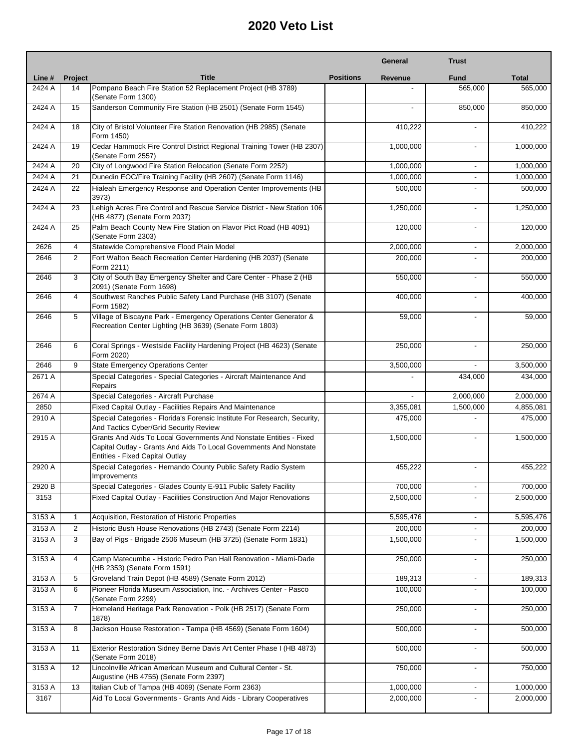# 2020 Veto List

| Line # | Project | Title | Positions | General Revenue | Trust Fund | Total |
|---|---|---|---|---|---|---|
| 2424 A | 14 | Pompano Beach Fire Station 52 Replacement Project (HB 3789) (Senate Form 1300) | | - | 565,000 | 565,000 |
| 2424 A | 15 | Sanderson Community Fire Station (HB 2501) (Senate Form 1545) | | - | 850,000 | 850,000 |
| 2424 A | 18 | City of Bristol Volunteer Fire Station Renovation (HB 2985) (Senate Form 1450) | | 410,222 | - | 410,222 |
| 2424 A | 19 | Cedar Hammock Fire Control District Regional Training Tower (HB 2307) (Senate Form 2557) | | 1,000,000 | - | 1,000,000 |
| 2424 A | 20 | City of Longwood Fire Station Relocation (Senate Form 2252) | | 1,000,000 | - | 1,000,000 |
| 2424 A | 21 | Dunedin EOC/Fire Training Facility (HB 2607) (Senate Form 1146) | | 1,000,000 | - | 1,000,000 |
| 2424 A | 22 | Hialeah Emergency Response and Operation Center Improvements (HB 3973) | | 500,000 | - | 500,000 |
| 2424 A | 23 | Lehigh Acres Fire Control and Rescue Service District - New Station 106 (HB 4877) (Senate Form 2037) | | 1,250,000 | - | 1,250,000 |
| 2424 A | 25 | Palm Beach County New Fire Station on Flavor Pict Road (HB 4091) (Senate Form 2303) | | 120,000 | - | 120,000 |
| 2626 | 4 | Statewide Comprehensive Flood Plain Model | | 2,000,000 | - | 2,000,000 |
| 2646 | 2 | Fort Walton Beach Recreation Center Hardening (HB 2037) (Senate Form 2211) | | 200,000 | - | 200,000 |
| 2646 | 3 | City of South Bay Emergency Shelter and Care Center - Phase 2 (HB 2091) (Senate Form 1698) | | 550,000 | - | 550,000 |
| 2646 | 4 | Southwest Ranches Public Safety Land Purchase (HB 3107) (Senate Form 1582) | | 400,000 | - | 400,000 |
| 2646 | 5 | Village of Biscayne Park - Emergency Operations Center Generator & Recreation Center Lighting (HB 3639) (Senate Form 1803) | | 59,000 | - | 59,000 |
| 2646 | 6 | Coral Springs - Westside Facility Hardening Project (HB 4623) (Senate Form 2020) | | 250,000 | - | 250,000 |
| 2646 | 9 | State Emergency Operations Center | | 3,500,000 | - | 3,500,000 |
| 2671 A | | Special Categories - Special Categories - Aircraft Maintenance And Repairs | | - | 434,000 | 434,000 |
| 2674 A | | Special Categories - Aircraft Purchase | | - | 2,000,000 | 2,000,000 |
| 2850 | | Fixed Capital Outlay - Facilities Repairs And Maintenance | | 3,355,081 | 1,500,000 | 4,855,081 |
| 2910 A | | Special Categories - Florida's Forensic Institute For Research, Security, And Tactics Cyber/Grid Security Review | | 475,000 | - | 475,000 |
| 2915 A | | Grants And Aids To Local Governments And Nonstate Entities - Fixed Capital Outlay - Grants And Aids To Local Governments And Nonstate Entities - Fixed Capital Outlay | | 1,500,000 | - | 1,500,000 |
| 2920 A | | Special Categories - Hernando County Public Safety Radio System Improvements | | 455,222 | - | 455,222 |
| 2920 B | | Special Categories - Glades County E-911 Public Safety Facility | | 700,000 | - | 700,000 |
| 3153 | | Fixed Capital Outlay - Facilities Construction And Major Renovations | | 2,500,000 | - | 2,500,000 |
| 3153 A | 1 | Acquisition, Restoration of Historic Properties | | 5,595,476 | - | 5,595,476 |
| 3153 A | 2 | Historic Bush House Renovations (HB 2743) (Senate Form 2214) | | 200,000 | - | 200,000 |
| 3153 A | 3 | Bay of Pigs - Brigade 2506 Museum (HB 3725) (Senate Form 1831) | | 1,500,000 | - | 1,500,000 |
| 3153 A | 4 | Camp Matecumbe - Historic Pedro Pan Hall Renovation - Miami-Dade (HB 2353) (Senate Form 1591) | | 250,000 | - | 250,000 |
| 3153 A | 5 | Groveland Train Depot (HB 4589) (Senate Form 2012) | | 189,313 | - | 189,313 |
| 3153 A | 6 | Pioneer Florida Museum Association, Inc. - Archives Center - Pasco (Senate Form 2299) | | 100,000 | - | 100,000 |
| 3153 A | 7 | Homeland Heritage Park Renovation - Polk (HB 2517) (Senate Form 1878) | | 250,000 | - | 250,000 |
| 3153 A | 8 | Jackson House Restoration - Tampa (HB 4569) (Senate Form 1604) | | 500,000 | - | 500,000 |
| 3153 A | 11 | Exterior Restoration Sidney Berne Davis Art Center Phase I (HB 4873) (Senate Form 2018) | | 500,000 | - | 500,000 |
| 3153 A | 12 | Lincolnville African American Museum and Cultural Center - St. Augustine (HB 4755) (Senate Form 2397) | | 750,000 | - | 750,000 |
| 3153 A | 13 | Italian Club of Tampa (HB 4069) (Senate Form 2363) | | 1,000,000 | - | 1,000,000 |
| 3167 | | Aid To Local Governments - Grants And Aids - Library Cooperatives | | 2,000,000 | - | 2,000,000 |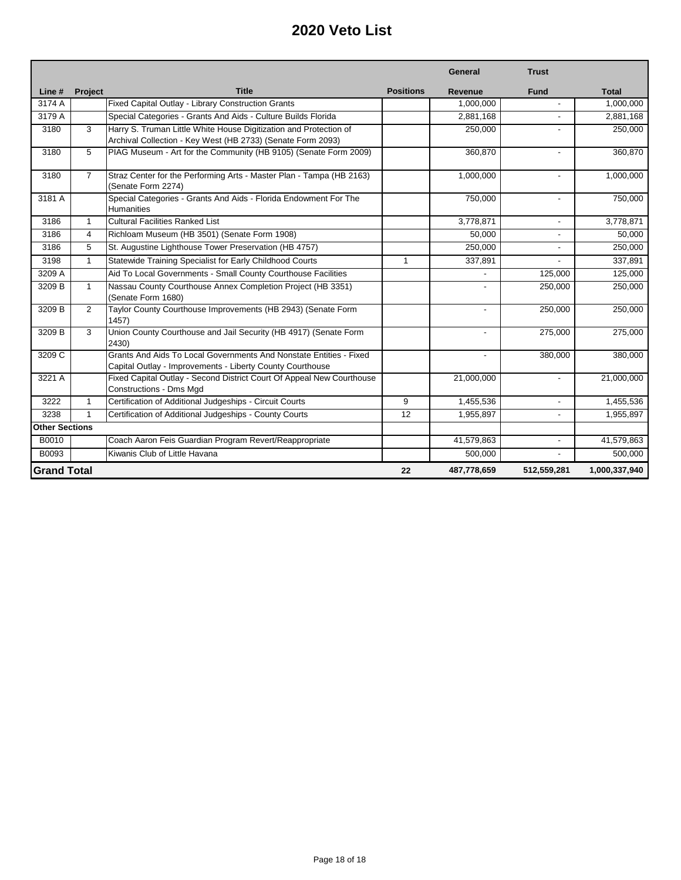# 2020 Veto List

| Line # | Project | Title | Positions | General Revenue | Trust Fund | Total |
|---|---|---|---|---|---|---|
| 3174 A | | Fixed Capital Outlay - Library Construction Grants | | 1,000,000 | - | 1,000,000 |
| 3179 A | | Special Categories - Grants And Aids - Culture Builds Florida | | 2,881,168 | - | 2,881,168 |
| 3180 | 3 | Harry S. Truman Little White House Digitization and Protection of Archival Collection - Key West (HB 2733) (Senate Form 2093) | | 250,000 | - | 250,000 |
| 3180 | 5 | PIAG Museum - Art for the Community (HB 9105) (Senate Form 2009) | | 360,870 | - | 360,870 |
| 3180 | 7 | Straz Center for the Performing Arts - Master Plan - Tampa (HB 2163) (Senate Form 2274) | | 1,000,000 | - | 1,000,000 |
| 3181 A | | Special Categories - Grants And Aids - Florida Endowment For The Humanities | | 750,000 | - | 750,000 |
| 3186 | 1 | Cultural Facilities Ranked List | | 3,778,871 | - | 3,778,871 |
| 3186 | 4 | Richloam Museum (HB 3501) (Senate Form 1908) | | 50,000 | - | 50,000 |
| 3186 | 5 | St. Augustine Lighthouse Tower Preservation (HB 4757) | | 250,000 | - | 250,000 |
| 3198 | 1 | Statewide Training Specialist for Early Childhood Courts | 1 | 337,891 | - | 337,891 |
| 3209 A | | Aid To Local Governments - Small County Courthouse Facilities | | - | 125,000 | 125,000 |
| 3209 B | 1 | Nassau County Courthouse Annex Completion Project (HB 3351) (Senate Form 1680) | | - | 250,000 | 250,000 |
| 3209 B | 2 | Taylor County Courthouse Improvements (HB 2943) (Senate Form 1457) | | - | 250,000 | 250,000 |
| 3209 B | 3 | Union County Courthouse and Jail Security (HB 4917) (Senate Form 2430) | | - | 275,000 | 275,000 |
| 3209 C | | Grants And Aids To Local Governments And Nonstate Entities - Fixed Capital Outlay - Improvements - Liberty County Courthouse | | - | 380,000 | 380,000 |
| 3221 A | | Fixed Capital Outlay - Second District Court Of Appeal New Courthouse Constructions - Dms Mgd | | 21,000,000 | - | 21,000,000 |
| 3222 | 1 | Certification of Additional Judgeships - Circuit Courts | 9 | 1,455,536 | - | 1,455,536 |
| 3238 | 1 | Certification of Additional Judgeships - County Courts | 12 | 1,955,897 | - | 1,955,897 |
| **Other Sections** | | | | | | |
| B0010 | | Coach Aaron Feis Guardian Program Revert/Reappropriate | | 41,579,863 | - | 41,579,863 |
| B0093 | | Kiwanis Club of Little Havana | | 500,000 | - | 500,000 |
| **Grand Total** | | | **22** | **487,778,659** | **512,559,281** | **1,000,337,940** |